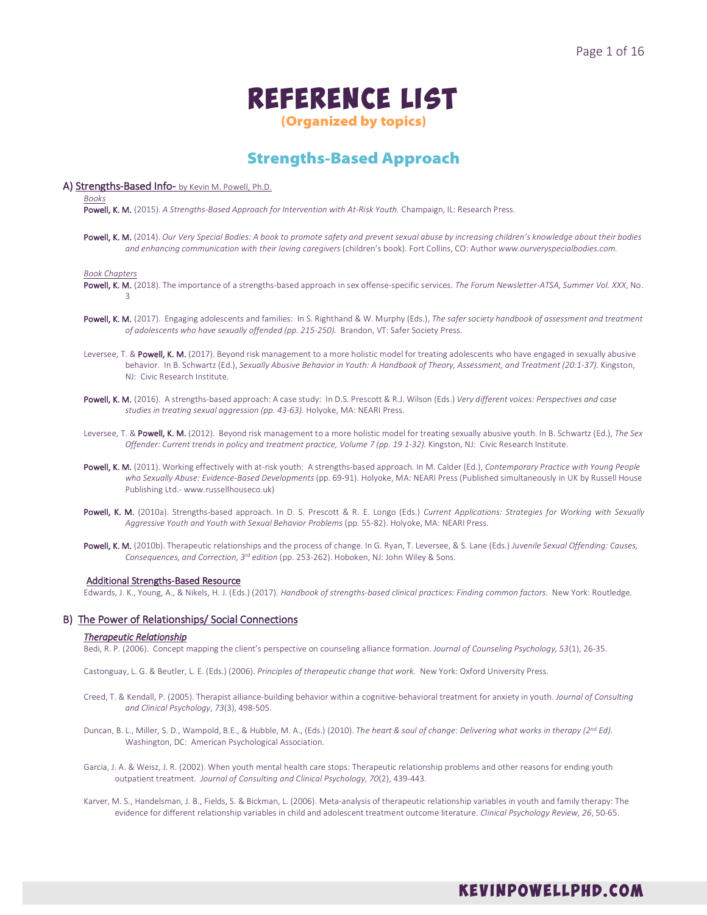# REFERENCE LIST
## (Organized by topics)

## Strengths-Based Approach

### A) Strengths-Based Info- by Kevin M. Powell, Ph.D.

*Books*

**Powell, K. M.** (2015). *A Strengths-Based Approach for Intervention with At-Risk Youth.* Champaign, IL: Research Press.

**Powell, K. M.** (2014). *Our Very Special Bodies: A book to promote safety and prevent sexual abuse by increasing children's knowledge about their bodies and enhancing communication with their loving caregivers* (children's book). Fort Collins, CO: Author *www.ourveryspecialbodies.com.*

*Book Chapters*

**Powell, K. M.** (2018). The importance of a strengths-based approach in sex offense-specific services. *The Forum Newsletter-ATSA, Summer Vol. XXX*, No. 3

**Powell, K. M.** (2017). Engaging adolescents and families: In S. Righthand & W. Murphy (Eds.), *The safer society handbook of assessment and treatment of adolescents who have sexually offended (pp. 215-250).* Brandon, VT: Safer Society Press.

Leversee, T. & **Powell, K. M.** (2017). Beyond risk management to a more holistic model for treating adolescents who have engaged in sexually abusive behavior. In B. Schwartz (Ed.), *Sexually Abusive Behavior in Youth: A Handbook of Theory, Assessment, and Treatment (20:1-37).* Kingston, NJ: Civic Research Institute.

**Powell, K. M.** (2016). A strengths-based approach: A case study: In D.S. Prescott & R.J. Wilson (Eds.) *Very different voices: Perspectives and case studies in treating sexual aggression (pp. 43-63).* Holyoke, MA: NEARI Press.

Leversee, T. & **Powell, K. M.** (2012). Beyond risk management to a more holistic model for treating sexually abusive youth. In B. Schwartz (Ed.), *The Sex Offender: Current trends in policy and treatment practice, Volume 7 (pp. 19 1-32).* Kingston, NJ: Civic Research Institute.

**Powell, K. M.** (2011). Working effectively with at-risk youth: A strengths-based approach. In M. Calder (Ed.), *Contemporary Practice with Young People who Sexually Abuse: Evidence-Based Developments* (pp. 69-91). Holyoke, MA: NEARI Press (Published simultaneously in UK by Russell House Publishing Ltd.- www.russellhouseco.uk)

**Powell, K. M.** (2010a). Strengths-based approach. In D. S. Prescott & R. E. Longo (Eds.) *Current Applications: Strategies for Working with Sexually Aggressive Youth and Youth with Sexual Behavior Problems* (pp. 55-82). Holyoke, MA: NEARI Press.

**Powell, K. M.** (2010b). Therapeutic relationships and the process of change. In G. Ryan, T. Leversee, & S. Lane (Eds.) *Juvenile Sexual Offending: Causes, Consequences, and Correction, 3rd edition* (pp. 253-262). Hoboken, NJ: John Wiley & Sons.

#### Additional Strengths-Based Resource

Edwards, J. K., Young, A., & Nikels, H. J. (Eds.) (2017). *Handbook of strengths-based clinical practices: Finding common factors.* New York: Routledge.

### B) The Power of Relationships/ Social Connections

#### *Therapeutic Relationship*

Bedi, R. P. (2006). Concept mapping the client's perspective on counseling alliance formation. *Journal of Counseling Psychology, 53*(1), 26-35.

Castonguay, L. G. & Beutler, L. E. (Eds.) (2006). *Principles of therapeutic change that work.* New York: Oxford University Press.

Creed, T. & Kendall, P. (2005). Therapist alliance-building behavior within a cognitive-behavioral treatment for anxiety in youth. *Journal of Consulting and Clinical Psychology*, *73*(3), 498-505.

Duncan, B. L., Miller, S. D., Wampold, B.E., & Hubble, M. A., (Eds.) (2010). *The heart & soul of change: Delivering what works in therapy (2nd Ed).* Washington, DC: American Psychological Association.

Garcia, J. A. & Weisz, J. R. (2002). When youth mental health care stops: Therapeutic relationship problems and other reasons for ending youth outpatient treatment. *Journal of Consulting and Clinical Psychology, 70*(2), 439-443.

Karver, M. S., Handelsman, J. B., Fields, S. & Bickman, L. (2006). Meta-analysis of therapeutic relationship variables in youth and family therapy: The evidence for different relationship variables in child and adolescent treatment outcome literature. *Clinical Psychology Review, 26*, 50-65.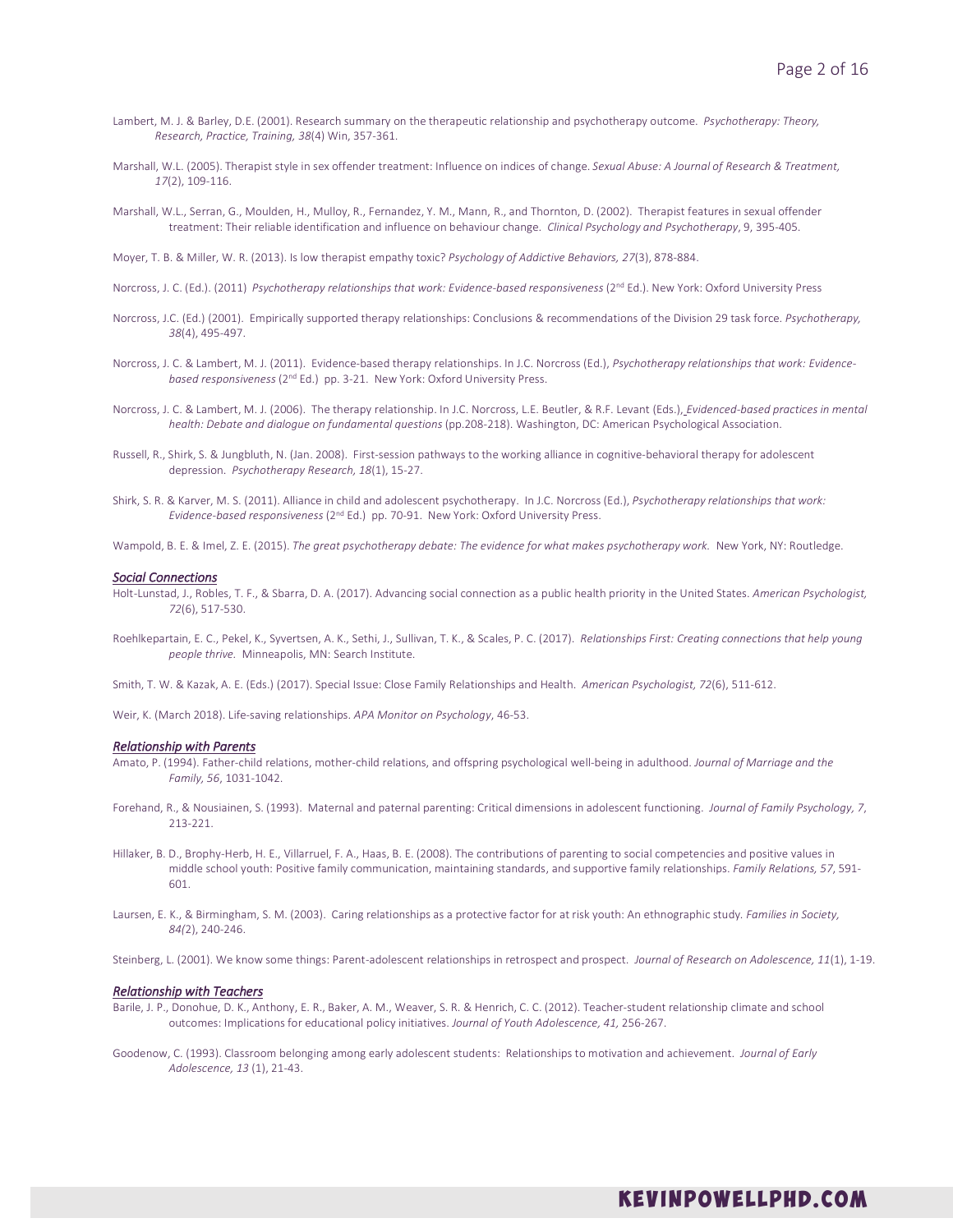Lambert, M. J. & Barley, D.E. (2001). Research summary on the therapeutic relationship and psychotherapy outcome. *Psychotherapy: Theory, Research, Practice, Training, 38*(4) Win, 357-361.

Marshall, W.L. (2005). Therapist style in sex offender treatment: Influence on indices of change. *Sexual Abuse: A Journal of Research & Treatment, 17*(2), 109-116.

Marshall, W.L., Serran, G., Moulden, H., Mulloy, R., Fernandez, Y. M., Mann, R., and Thornton, D. (2002). Therapist features in sexual offender treatment: Their reliable identification and influence on behaviour change. *Clinical Psychology and Psychotherapy*, 9, 395-405.

Moyer, T. B. & Miller, W. R. (2013). Is low therapist empathy toxic? *Psychology of Addictive Behaviors, 27*(3), 878-884.

Norcross, J. C. (Ed.). (2011) *Psychotherapy relationships that work: Evidence-based responsiveness* (2nd Ed.). New York: Oxford University Press

Norcross, J.C. (Ed.) (2001). Empirically supported therapy relationships: Conclusions & recommendations of the Division 29 task force. *Psychotherapy, 38*(4), 495-497.

Norcross, J. C. & Lambert, M. J. (2011). Evidence-based therapy relationships. In J.C. Norcross (Ed.), *Psychotherapy relationships that work: Evidence-based responsiveness* (2nd Ed.) pp. 3-21. New York: Oxford University Press.

Norcross, J. C. & Lambert, M. J. (2006). The therapy relationship. In J.C. Norcross, L.E. Beutler, & R.F. Levant (Eds.), *Evidenced-based practices in mental health: Debate and dialogue on fundamental questions* (pp.208-218). Washington, DC: American Psychological Association.

Russell, R., Shirk, S. & Jungbluth, N. (Jan. 2008). First-session pathways to the working alliance in cognitive-behavioral therapy for adolescent depression. *Psychotherapy Research, 18*(1), 15-27.

Shirk, S. R. & Karver, M. S. (2011). Alliance in child and adolescent psychotherapy. In J.C. Norcross (Ed.), *Psychotherapy relationships that work: Evidence-based responsiveness* (2nd Ed.) pp. 70-91. New York: Oxford University Press.

Wampold, B. E. & Imel, Z. E. (2015). *The great psychotherapy debate: The evidence for what makes psychotherapy work.* New York, NY: Routledge.

### *Social Connections*

Holt-Lunstad, J., Robles, T. F., & Sbarra, D. A. (2017). Advancing social connection as a public health priority in the United States. *American Psychologist, 72*(6), 517-530.

Roehlkepartain, E. C., Pekel, K., Syvertsen, A. K., Sethi, J., Sullivan, T. K., & Scales, P. C. (2017). *Relationships First: Creating connections that help young people thrive.* Minneapolis, MN: Search Institute.

Smith, T. W. & Kazak, A. E. (Eds.) (2017). Special Issue: Close Family Relationships and Health. *American Psychologist, 72*(6), 511-612.

Weir, K. (March 2018). Life-saving relationships. *APA Monitor on Psychology*, 46-53.

### *Relationship with Parents*

Amato, P. (1994). Father-child relations, mother-child relations, and offspring psychological well-being in adulthood. *Journal of Marriage and the Family, 56*, 1031-1042.

Forehand, R., & Nousiainen, S. (1993). Maternal and paternal parenting: Critical dimensions in adolescent functioning. *Journal of Family Psychology, 7*, 213-221.

Hillaker, B. D., Brophy-Herb, H. E., Villarruel, F. A., Haas, B. E. (2008). The contributions of parenting to social competencies and positive values in middle school youth: Positive family communication, maintaining standards, and supportive family relationships. *Family Relations, 57*, 591-601.

Laursen, E. K., & Birmingham, S. M. (2003). Caring relationships as a protective factor for at risk youth: An ethnographic study. *Families in Society, 84(*2), 240-246.

Steinberg, L. (2001). We know some things: Parent-adolescent relationships in retrospect and prospect. *Journal of Research on Adolescence, 11*(1), 1-19.

### *Relationship with Teachers*

Barile, J. P., Donohue, D. K., Anthony, E. R., Baker, A. M., Weaver, S. R. & Henrich, C. C. (2012). Teacher-student relationship climate and school outcomes: Implications for educational policy initiatives. *Journal of Youth Adolescence, 41,* 256-267.

Goodenow, C. (1993). Classroom belonging among early adolescent students: Relationships to motivation and achievement. *Journal of Early Adolescence, 13* (1), 21-43.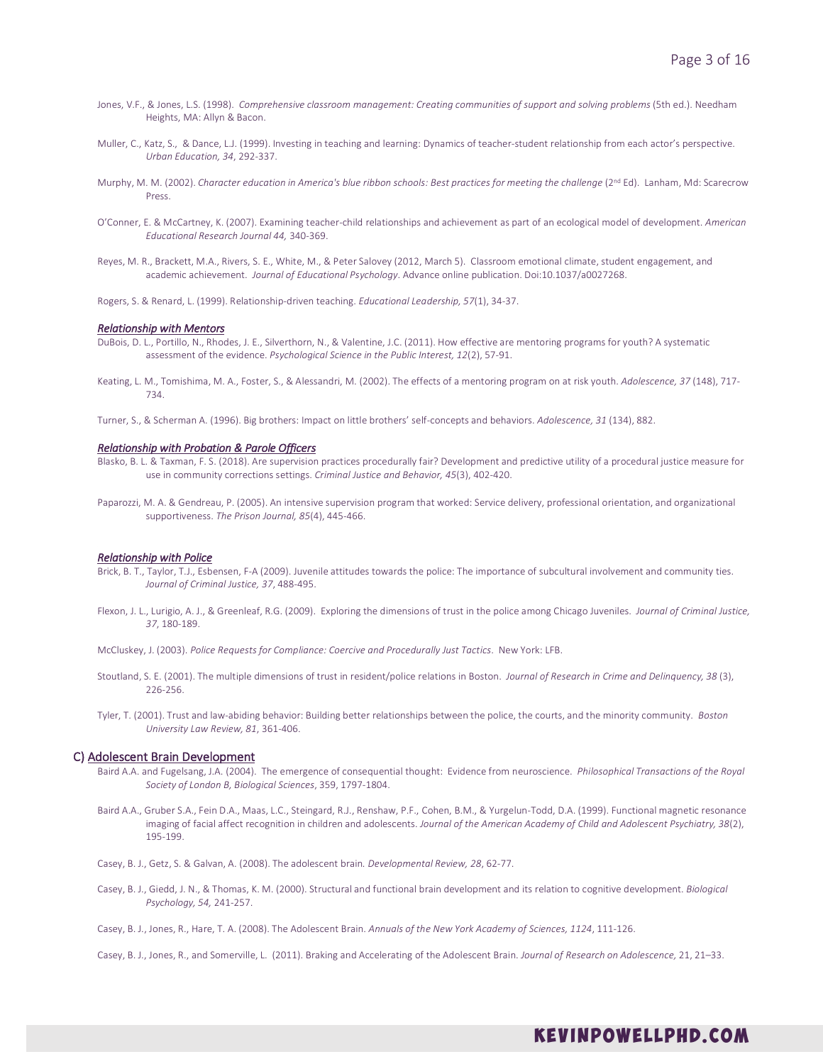Jones, V.F., & Jones, L.S. (1998). *Comprehensive classroom management: Creating communities of support and solving problems* (5th ed.). Needham Heights, MA: Allyn & Bacon.

Muller, C., Katz, S., & Dance, L.J. (1999). Investing in teaching and learning: Dynamics of teacher-student relationship from each actor's perspective. *Urban Education, 34*, 292-337.

Murphy, M. M. (2002). *Character education in America's blue ribbon schools: Best practices for meeting the challenge* (2nd Ed). Lanham, Md: Scarecrow Press.

O'Conner, E. & McCartney, K. (2007). Examining teacher-child relationships and achievement as part of an ecological model of development. *American Educational Research Journal 44,* 340-369.

Reyes, M. R., Brackett, M.A., Rivers, S. E., White, M., & Peter Salovey (2012, March 5). Classroom emotional climate, student engagement, and academic achievement. *Journal of Educational Psychology*. Advance online publication. Doi:10.1037/a0027268.

Rogers, S. & Renard, L. (1999). Relationship-driven teaching. *Educational Leadership, 57*(1), 34-37.

#### *Relationship with Mentors*

DuBois, D. L., Portillo, N., Rhodes, J. E., Silverthorn, N., & Valentine, J.C. (2011). How effective are mentoring programs for youth? A systematic assessment of the evidence. *Psychological Science in the Public Interest, 12*(2), 57-91.

Keating, L. M., Tomishima, M. A., Foster, S., & Alessandri, M. (2002). The effects of a mentoring program on at risk youth. *Adolescence, 37* (148), 717-734.

Turner, S., & Scherman A. (1996). Big brothers: Impact on little brothers' self-concepts and behaviors. *Adolescence, 31* (134), 882.

#### *Relationship with Probation & Parole Officers*

Blasko, B. L. & Taxman, F. S. (2018). Are supervision practices procedurally fair? Development and predictive utility of a procedural justice measure for use in community corrections settings. *Criminal Justice and Behavior, 45*(3), 402-420.

Paparozzi, M. A. & Gendreau, P. (2005). An intensive supervision program that worked: Service delivery, professional orientation, and organizational supportiveness. *The Prison Journal, 85*(4), 445-466.

#### *Relationship with Police*

Brick, B. T., Taylor, T.J., Esbensen, F-A (2009). Juvenile attitudes towards the police: The importance of subcultural involvement and community ties. *Journal of Criminal Justice, 37*, 488-495.

Flexon, J. L., Lurigio, A. J., & Greenleaf, R.G. (2009). Exploring the dimensions of trust in the police among Chicago Juveniles. *Journal of Criminal Justice, 37*, 180-189.

McCluskey, J. (2003). *Police Requests for Compliance: Coercive and Procedurally Just Tactics*. New York: LFB.

Stoutland, S. E. (2001). The multiple dimensions of trust in resident/police relations in Boston. *Journal of Research in Crime and Delinquency, 38* (3), 226-256.

Tyler, T. (2001). Trust and law-abiding behavior: Building better relationships between the police, the courts, and the minority community. *Boston University Law Review, 81*, 361-406.

### C) Adolescent Brain Development

Baird A.A. and Fugelsang, J.A. (2004). The emergence of consequential thought: Evidence from neuroscience. *Philosophical Transactions of the Royal Society of London B, Biological Sciences*, 359, 1797-1804.

Baird A.A., Gruber S.A., Fein D.A., Maas, L.C., Steingard, R.J., Renshaw, P.F., Cohen, B.M., & Yurgelun-Todd, D.A. (1999). Functional magnetic resonance imaging of facial affect recognition in children and adolescents. *Journal of the American Academy of Child and Adolescent Psychiatry, 38*(2), 195-199.

Casey, B. J., Getz, S. & Galvan, A. (2008). The adolescent brain. *Developmental Review, 28*, 62-77.

Casey, B. J., Giedd, J. N., & Thomas, K. M. (2000). Structural and functional brain development and its relation to cognitive development. *Biological Psychology, 54,* 241-257.

Casey, B. J., Jones, R., Hare, T. A. (2008). The Adolescent Brain. *Annuals of the New York Academy of Sciences, 1124*, 111-126.

Casey, B. J., Jones, R., and Somerville, L. (2011). Braking and Accelerating of the Adolescent Brain. *Journal of Research on Adolescence,* 21, 21–33.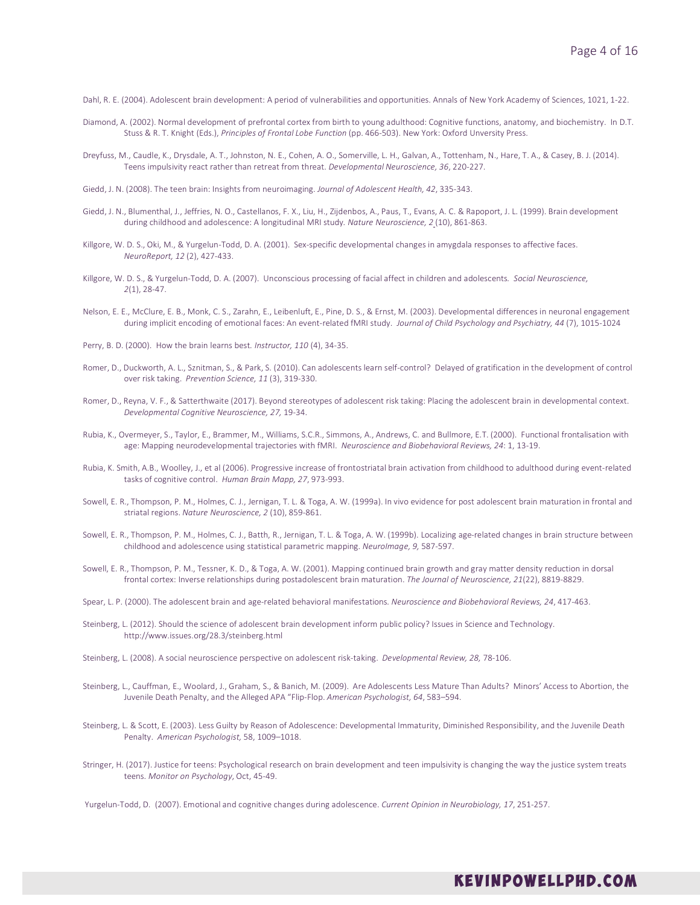Dahl, R. E. (2004). Adolescent brain development: A period of vulnerabilities and opportunities. Annals of New York Academy of Sciences, 1021, 1-22.

Diamond, A. (2002). Normal development of prefrontal cortex from birth to young adulthood: Cognitive functions, anatomy, and biochemistry. In D.T. Stuss & R. T. Knight (Eds.), *Principles of Frontal Lobe Function* (pp. 466-503). New York: Oxford Unversity Press.

Dreyfuss, M., Caudle, K., Drysdale, A. T., Johnston, N. E., Cohen, A. O., Somerville, L. H., Galvan, A., Tottenham, N., Hare, T. A., & Casey, B. J. (2014). Teens impulsivity react rather than retreat from threat. *Developmental Neuroscience, 36*, 220-227.

Giedd, J. N. (2008). The teen brain: Insights from neuroimaging. *Journal of Adolescent Health, 42*, 335-343.

Giedd, J. N., Blumenthal, J., Jeffries, N. O., Castellanos, F. X., Liu, H., Zijdenbos, A., Paus, T., Evans, A. C. & Rapoport, J. L. (1999). Brain development during childhood and adolescence: A longitudinal MRI study. *Nature Neuroscience, 2* (10), 861-863.

Killgore, W. D. S., Oki, M., & Yurgelun-Todd, D. A. (2001). Sex-specific developmental changes in amygdala responses to affective faces. *NeuroReport, 12* (2), 427-433.

Killgore, W. D. S., & Yurgelun-Todd, D. A. (2007). Unconscious processing of facial affect in children and adolescents. *Social Neuroscience, 2*(1), 28-47.

Nelson, E. E., McClure, E. B., Monk, C. S., Zarahn, E., Leibenluft, E., Pine, D. S., & Ernst, M. (2003). Developmental differences in neuronal engagement during implicit encoding of emotional faces: An event-related fMRI study. *Journal of Child Psychology and Psychiatry, 44* (7), 1015-1024

Perry, B. D. (2000). How the brain learns best. *Instructor, 110* (4), 34-35.

Romer, D., Duckworth, A. L., Sznitman, S., & Park, S. (2010). Can adolescents learn self-control? Delayed of gratification in the development of control over risk taking. *Prevention Science, 11* (3), 319-330.

Romer, D., Reyna, V. F., & Satterthwaite (2017). Beyond stereotypes of adolescent risk taking: Placing the adolescent brain in developmental context. *Developmental Cognitive Neuroscience, 27,* 19-34.

Rubia, K., Overmeyer, S., Taylor, E., Brammer, M., Williams, S.C.R., Simmons, A., Andrews, C. and Bullmore, E.T. (2000). Functional frontalisation with age: Mapping neurodevelopmental trajectories with fMRI. *Neuroscience and Biobehavioral Reviews, 24*: 1, 13-19.

Rubia, K. Smith, A.B., Woolley, J., et al (2006). Progressive increase of frontostriatal brain activation from childhood to adulthood during event-related tasks of cognitive control. *Human Brain Mapp, 27*, 973-993.

Sowell, E. R., Thompson, P. M., Holmes, C. J., Jernigan, T. L. & Toga, A. W. (1999a). In vivo evidence for post adolescent brain maturation in frontal and striatal regions. *Nature Neuroscience, 2* (10), 859-861.

Sowell, E. R., Thompson, P. M., Holmes, C. J., Batth, R., Jernigan, T. L. & Toga, A. W. (1999b). Localizing age-related changes in brain structure between childhood and adolescence using statistical parametric mapping. *NeuroImage, 9,* 587-597.

Sowell, E. R., Thompson, P. M., Tessner, K. D., & Toga, A. W. (2001). Mapping continued brain growth and gray matter density reduction in dorsal frontal cortex: Inverse relationships during postadolescent brain maturation. *The Journal of Neuroscience, 21*(22), 8819-8829.

Spear, L. P. (2000). The adolescent brain and age-related behavioral manifestations. *Neuroscience and Biobehavioral Reviews, 24*, 417-463.

Steinberg, L. (2012). Should the science of adolescent brain development inform public policy? Issues in Science and Technology. http://www.issues.org/28.3/steinberg.html

Steinberg, L. (2008). A social neuroscience perspective on adolescent risk-taking. *Developmental Review, 28,* 78-106.

Steinberg, L., Cauffman, E., Woolard, J., Graham, S., & Banich, M. (2009). Are Adolescents Less Mature Than Adults? Minors' Access to Abortion, the Juvenile Death Penalty, and the Alleged APA "Flip-Flop. *American Psychologist, 64*, 583–594.

Steinberg, L. & Scott, E. (2003). Less Guilty by Reason of Adolescence: Developmental Immaturity, Diminished Responsibility, and the Juvenile Death Penalty. *American Psychologist,* 58, 1009–1018.

Stringer, H. (2017). Justice for teens: Psychological research on brain development and teen impulsivity is changing the way the justice system treats teens. *Monitor on Psychology*, Oct, 45-49.

Yurgelun-Todd, D. (2007). Emotional and cognitive changes during adolescence. *Current Opinion in Neurobiology, 17*, 251-257.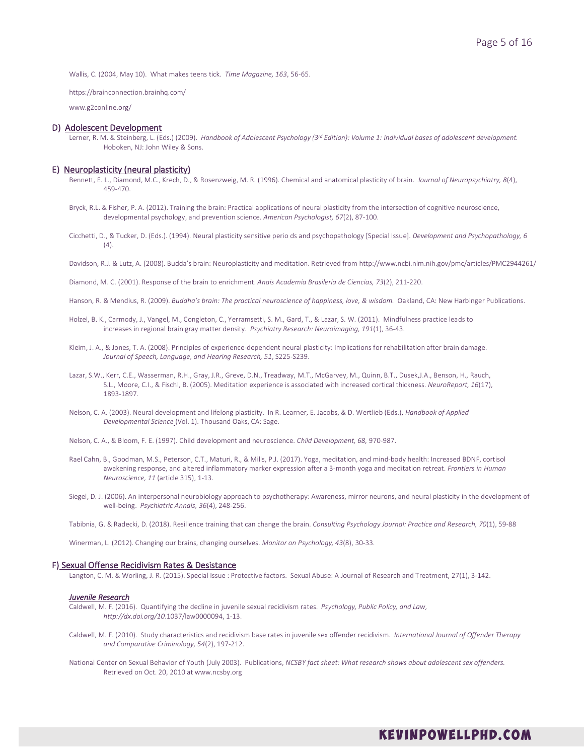Wallis, C. (2004, May 10). What makes teens tick. *Time Magazine, 163*, 56-65.

https://brainconnection.brainhq.com/

www.g2conline.org/

## D) Adolescent Development

Lerner, R. M. & Steinberg, L. (Eds.) (2009). *Handbook of Adolescent Psychology (3rd Edition): Volume 1: Individual bases of adolescent development.* Hoboken, NJ: John Wiley & Sons.

## E) Neuroplasticity (neural plasticity)

Bennett, E. L., Diamond, M.C., Krech, D., & Rosenzweig, M. R. (1996). Chemical and anatomical plasticity of brain. *Journal of Neuropsychiatry, 8*(4), 459-470.

Bryck, R.L. & Fisher, P. A. (2012). Training the brain: Practical applications of neural plasticity from the intersection of cognitive neuroscience, developmental psychology, and prevention science. *American Psychologist, 67*(2), 87-100.

Cicchetti, D., & Tucker, D. (Eds.). (1994). Neural plasticity sensitive perio ds and psychopathology [Special Issue]. *Development and Psychopathology, 6* (4).

Davidson, R.J. & Lutz, A. (2008). Budda's brain: Neuroplasticity and meditation. Retrieved from http://www.ncbi.nlm.nih.gov/pmc/articles/PMC2944261/

Diamond, M. C. (2001). Response of the brain to enrichment. *Anais Academia Brasileria de Ciencias, 73*(2), 211-220.

Hanson, R. & Mendius, R. (2009). *Buddha's brain: The practical neuroscience of happiness, love, & wisdom.* Oakland, CA: New Harbinger Publications.

Holzel, B. K., Carmody, J., Vangel, M., Congleton, C., Yerramsetti, S. M., Gard, T., & Lazar, S. W. (2011). Mindfulness practice leads to increases in regional brain gray matter density. *Psychiatry Research: Neuroimaging, 191*(1), 36-43.

Kleim, J. A., & Jones, T. A. (2008). Principles of experience-dependent neural plasticity: Implications for rehabilitation after brain damage. *Journal of Speech, Language, and Hearing Research, 51*, S225-S239.

Lazar, S.W., Kerr, C.E., Wasserman, R.H., Gray, J.R., Greve, D.N., Treadway, M.T., McGarvey, M., Quinn, B.T., Dusek,J.A., Benson, H., Rauch, S.L., Moore, C.I., & Fischl, B. (2005). Meditation experience is associated with increased cortical thickness. *NeuroReport, 16*(17), 1893-1897.

Nelson, C. A. (2003). Neural development and lifelong plasticity. In R. Learner, E. Jacobs, & D. Wertlieb (Eds.), *Handbook of Applied Developmental Science* (Vol. 1). Thousand Oaks, CA: Sage.

Nelson, C. A., & Bloom, F. E. (1997). Child development and neuroscience. *Child Development, 68,* 970-987.

Rael Cahn, B., Goodman, M.S., Peterson, C.T., Maturi, R., & Mills, P.J. (2017). Yoga, meditation, and mind-body health: Increased BDNF, cortisol awakening response, and altered inflammatory marker expression after a 3-month yoga and meditation retreat. *Frontiers in Human Neuroscience, 11* (article 315), 1-13.

Siegel, D. J. (2006). An interpersonal neurobiology approach to psychotherapy: Awareness, mirror neurons, and neural plasticity in the development of well-being. *Psychiatric Annals, 36*(4), 248-256.

Tabibnia, G. & Radecki, D. (2018). Resilience training that can change the brain. *Consulting Psychology Journal: Practice and Research, 70*(1), 59-88

Winerman, L. (2012). Changing our brains, changing ourselves. *Monitor on Psychology, 43*(8), 30-33.

## F) Sexual Offense Recidivism Rates & Desistance

Langton, C. M. & Worling, J. R. (2015). Special Issue : Protective factors. Sexual Abuse: A Journal of Research and Treatment, 27(1), 3-142.

### *Juvenile Research*

Caldwell, M. F. (2016). Quantifying the decline in juvenile sexual recidivism rates. *Psychology, Public Policy, and Law, http://dx.doi.org/10.*1037/law0000094, 1-13.

Caldwell, M. F. (2010). Study characteristics and recidivism base rates in juvenile sex offender recidivism. *International Journal of Offender Therapy and Comparative Criminology, 54*(2), 197-212.

National Center on Sexual Behavior of Youth (July 2003). Publications, *NCSBY fact sheet: What research shows about adolescent sex offenders.* Retrieved on Oct. 20, 2010 at www.ncsby.org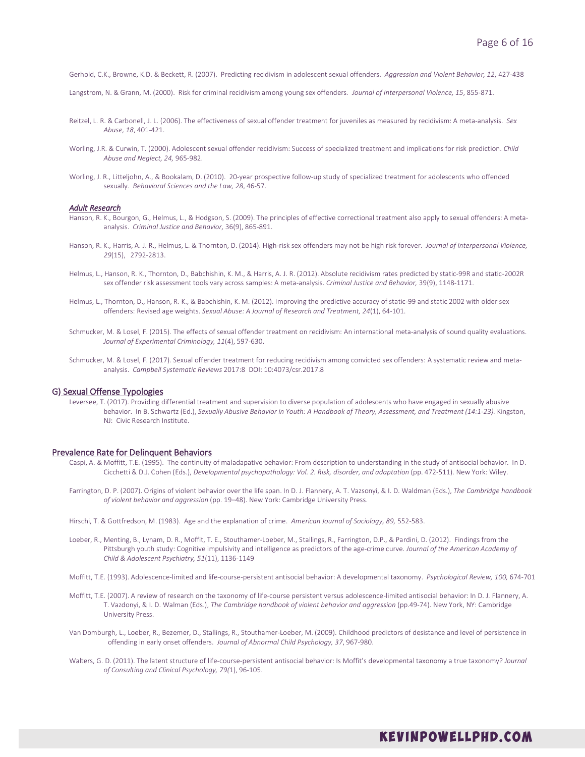Gerhold, C.K., Browne, K.D. & Beckett, R. (2007). Predicting recidivism in adolescent sexual offenders. *Aggression and Violent Behavior, 12*, 427-438

Langstrom, N. & Grann, M. (2000). Risk for criminal recidivism among young sex offenders. *Journal of Interpersonal Violence, 15*, 855-871.

Reitzel, L. R. & Carbonell, J. L. (2006). The effectiveness of sexual offender treatment for juveniles as measured by recidivism: A meta-analysis. *Sex Abuse, 18*, 401-421.

Worling, J.R. & Curwin, T. (2000). Adolescent sexual offender recidivism: Success of specialized treatment and implications for risk prediction. *Child Abuse and Neglect, 24,* 965-982.

Worling, J. R., Litteljohn, A., & Bookalam, D. (2010). 20-year prospective follow-up study of specialized treatment for adolescents who offended sexually. *Behavioral Sciences and the Law, 28*, 46-57.

***Adult Research***

Hanson, R. K., Bourgon, G., Helmus, L., & Hodgson, S. (2009). The principles of effective correctional treatment also apply to sexual offenders: A meta-analysis. *Criminal Justice and Behavior,* 36(9), 865-891.

Hanson, R. K., Harris, A. J. R., Helmus, L. & Thornton, D. (2014). High-risk sex offenders may not be high risk forever. *Journal of Interpersonal Violence, 29*(15), 2792-2813.

Helmus, L., Hanson, R. K., Thornton, D., Babchishin, K. M., & Harris, A. J. R. (2012). Absolute recidivism rates predicted by static-99R and static-2002R sex offender risk assessment tools vary across samples: A meta-analysis. *Criminal Justice and Behavior,* 39(9), 1148-1171.

Helmus, L., Thornton, D., Hanson, R. K., & Babchishin, K. M. (2012). Improving the predictive accuracy of static-99 and static 2002 with older sex offenders: Revised age weights. *Sexual Abuse: A Journal of Research and Treatment, 24*(1), 64-101.

Schmucker, M. & Losel, F. (2015). The effects of sexual offender treatment on recidivism: An international meta-analysis of sound quality evaluations. *Journal of Experimental Criminology, 11*(4), 597-630.

Schmucker, M. & Losel, F. (2017). Sexual offender treatment for reducing recidivism among convicted sex offenders: A systematic review and meta-analysis. *Campbell Systematic Reviews* 2017:8 DOI: 10:4073/csr.2017.8

## G) Sexual Offense Typologies

Leversee, T. (2017). Providing differential treatment and supervision to diverse population of adolescents who have engaged in sexually abusive behavior. In B. Schwartz (Ed.), *Sexually Abusive Behavior in Youth: A Handbook of Theory, Assessment, and Treatment (14:1-23).* Kingston, NJ: Civic Research Institute.

## Prevalence Rate for Delinquent Behaviors

Caspi, A. & Moffitt, T.E. (1995). The continuity of maladapative behavior: From description to understanding in the study of antisocial behavior. In D. Cicchetti & D.J. Cohen (Eds.), *Developmental psychopathology: Vol. 2. Risk, disorder, and adaptation* (pp. 472-511). New York: Wiley.

Farrington, D. P. (2007). Origins of violent behavior over the life span. In D. J. Flannery, A. T. Vazsonyi, & I. D. Waldman (Eds.), *The Cambridge handbook of violent behavior and aggression* (pp. 19–48). New York: Cambridge University Press.

Hirschi, T. & Gottfredson, M. (1983). Age and the explanation of crime. *American Journal of Sociology, 89,* 552-583.

Loeber, R., Menting, B., Lynam, D. R., Moffit, T. E., Stouthamer-Loeber, M., Stallings, R., Farrington, D.P., & Pardini, D. (2012). Findings from the Pittsburgh youth study: Cognitive impulsivity and intelligence as predictors of the age-crime curve. *Journal of the American Academy of Child & Adolescent Psychiatry, 51*(11), 1136-1149

Moffitt, T.E. (1993). Adolescence-limited and life-course-persistent antisocial behavior: A developmental taxonomy. *Psychological Review, 100,* 674-701

Moffitt, T.E. (2007). A review of research on the taxonomy of life-course persistent versus adolescence-limited antisocial behavior: In D. J. Flannery, A. T. Vazdonyi, & I. D. Walman (Eds.), *The Cambridge handbook of violent behavior and aggression* (pp.49-74). New York, NY: Cambridge University Press.

Van Domburgh, L., Loeber, R., Bezemer, D., Stallings, R., Stouthamer-Loeber, M. (2009). Childhood predictors of desistance and level of persistence in offending in early onset offenders. *Journal of Abnormal Child Psychology, 37*, 967-980.

Walters, G. D. (2011). The latent structure of life-course-persistent antisocial behavior: Is Moffit's developmental taxonomy a true taxonomy? *Journal of Consulting and Clinical Psychology, 79(*1), 96-105.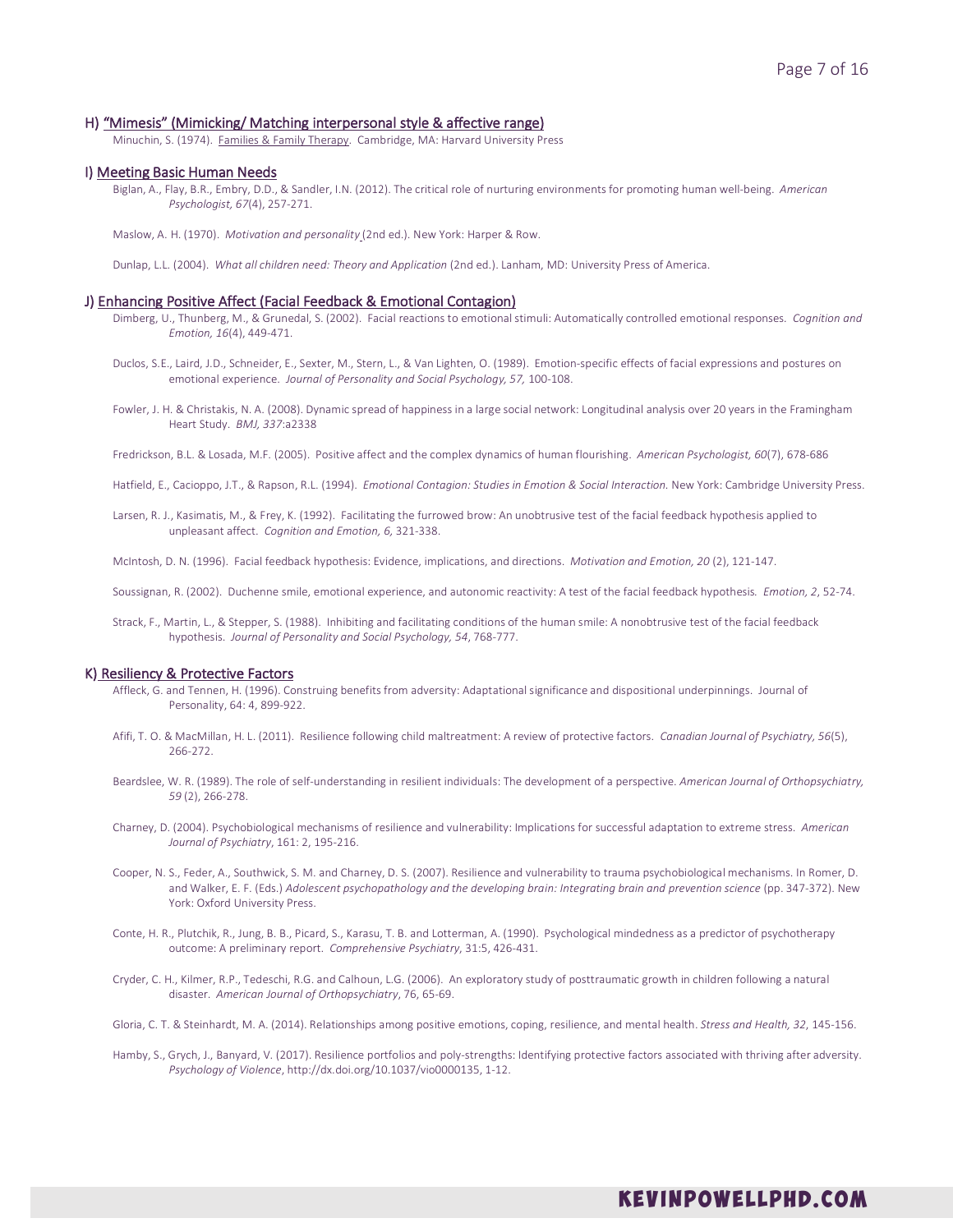## H) "Mimesis" (Mimicking/ Matching interpersonal style & affective range)

Minuchin, S. (1974). Families & Family Therapy. Cambridge, MA: Harvard University Press

## I) Meeting Basic Human Needs

Biglan, A., Flay, B.R., Embry, D.D., & Sandler, I.N. (2012). The critical role of nurturing environments for promoting human well-being. *American Psychologist, 67*(4), 257-271.

Maslow, A. H. (1970). *Motivation and personality* (2nd ed.). New York: Harper & Row.

Dunlap, L.L. (2004). *What all children need: Theory and Application* (2nd ed.). Lanham, MD: University Press of America.

## J) Enhancing Positive Affect (Facial Feedback & Emotional Contagion)

Dimberg, U., Thunberg, M., & Grunedal, S. (2002). Facial reactions to emotional stimuli: Automatically controlled emotional responses. *Cognition and Emotion, 16*(4), 449-471.

Duclos, S.E., Laird, J.D., Schneider, E., Sexter, M., Stern, L., & Van Lighten, O. (1989). Emotion-specific effects of facial expressions and postures on emotional experience. *Journal of Personality and Social Psychology, 57,* 100-108.

Fowler, J. H. & Christakis, N. A. (2008). Dynamic spread of happiness in a large social network: Longitudinal analysis over 20 years in the Framingham Heart Study. *BMJ, 337*:a2338

Fredrickson, B.L. & Losada, M.F. (2005). Positive affect and the complex dynamics of human flourishing. *American Psychologist, 60*(7), 678-686

Hatfield, E., Cacioppo, J.T., & Rapson, R.L. (1994). *Emotional Contagion: Studies in Emotion & Social Interaction.* New York: Cambridge University Press.

Larsen, R. J., Kasimatis, M., & Frey, K. (1992). Facilitating the furrowed brow: An unobtrusive test of the facial feedback hypothesis applied to unpleasant affect. *Cognition and Emotion, 6,* 321-338.

McIntosh, D. N. (1996). Facial feedback hypothesis: Evidence, implications, and directions. *Motivation and Emotion, 20* (2), 121-147.

Soussignan, R. (2002). Duchenne smile, emotional experience, and autonomic reactivity: A test of the facial feedback hypothesis. *Emotion, 2*, 52-74.

Strack, F., Martin, L., & Stepper, S. (1988). Inhibiting and facilitating conditions of the human smile: A nonobtrusive test of the facial feedback hypothesis. *Journal of Personality and Social Psychology, 54*, 768-777.

## K) Resiliency & Protective Factors

Affleck, G. and Tennen, H. (1996). Construing benefits from adversity: Adaptational significance and dispositional underpinnings. Journal of Personality, 64: 4, 899-922.

Afifi, T. O. & MacMillan, H. L. (2011). Resilience following child maltreatment: A review of protective factors. *Canadian Journal of Psychiatry, 56*(5), 266-272.

Beardslee, W. R. (1989). The role of self-understanding in resilient individuals: The development of a perspective. *American Journal of Orthopsychiatry, 59* (2), 266-278.

Charney, D. (2004). Psychobiological mechanisms of resilience and vulnerability: Implications for successful adaptation to extreme stress. *American Journal of Psychiatry*, 161: 2, 195-216.

Cooper, N. S., Feder, A., Southwick, S. M. and Charney, D. S. (2007). Resilience and vulnerability to trauma psychobiological mechanisms. In Romer, D. and Walker, E. F. (Eds.) *Adolescent psychopathology and the developing brain: Integrating brain and prevention science* (pp. 347-372). New York: Oxford University Press.

Conte, H. R., Plutchik, R., Jung, B. B., Picard, S., Karasu, T. B. and Lotterman, A. (1990). Psychological mindedness as a predictor of psychotherapy outcome: A preliminary report. *Comprehensive Psychiatry*, 31:5, 426-431.

Cryder, C. H., Kilmer, R.P., Tedeschi, R.G. and Calhoun, L.G. (2006). An exploratory study of posttraumatic growth in children following a natural disaster. *American Journal of Orthopsychiatry*, 76, 65-69.

Gloria, C. T. & Steinhardt, M. A. (2014). Relationships among positive emotions, coping, resilience, and mental health. *Stress and Health, 32*, 145-156.

Hamby, S., Grych, J., Banyard, V. (2017). Resilience portfolios and poly-strengths: Identifying protective factors associated with thriving after adversity. *Psychology of Violence*, http://dx.doi.org/10.1037/vio0000135, 1-12.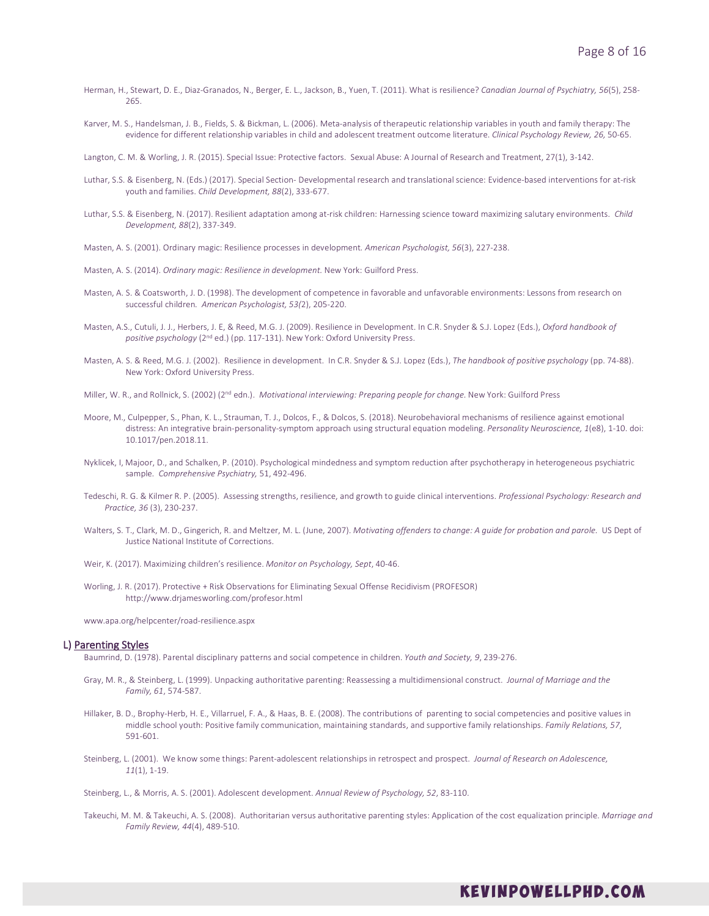Herman, H., Stewart, D. E., Diaz-Granados, N., Berger, E. L., Jackson, B., Yuen, T. (2011). What is resilience? *Canadian Journal of Psychiatry, 56*(5), 258-265.

Karver, M. S., Handelsman, J. B., Fields, S. & Bickman, L. (2006). Meta-analysis of therapeutic relationship variables in youth and family therapy: The evidence for different relationship variables in child and adolescent treatment outcome literature. *Clinical Psychology Review, 26,* 50-65.

Langton, C. M. & Worling, J. R. (2015). Special Issue: Protective factors. Sexual Abuse: A Journal of Research and Treatment, 27(1), 3-142.

Luthar, S.S. & Eisenberg, N. (Eds.) (2017). Special Section- Developmental research and translational science: Evidence-based interventions for at-risk youth and families. *Child Development, 88*(2), 333-677.

Luthar, S.S. & Eisenberg, N. (2017). Resilient adaptation among at-risk children: Harnessing science toward maximizing salutary environments. *Child Development, 88*(2), 337-349.

Masten, A. S. (2001). Ordinary magic: Resilience processes in development. *American Psychologist, 56*(3), 227-238.

Masten, A. S. (2014). *Ordinary magic: Resilience in development.* New York: Guilford Press.

Masten, A. S. & Coatsworth, J. D. (1998). The development of competence in favorable and unfavorable environments: Lessons from research on successful children. *American Psychologist, 53*(2), 205-220.

Masten, A.S., Cutuli, J. J., Herbers, J. E, & Reed, M.G. J. (2009). Resilience in Development. In C.R. Snyder & S.J. Lopez (Eds.), *Oxford handbook of positive psychology* (2nd ed.) (pp. 117-131). New York: Oxford University Press.

Masten, A. S. & Reed, M.G. J. (2002). Resilience in development. In C.R. Snyder & S.J. Lopez (Eds.), *The handbook of positive psychology* (pp. 74-88). New York: Oxford University Press.

Miller, W. R., and Rollnick, S. (2002) (2nd edn.). *Motivational interviewing: Preparing people for change.* New York: Guilford Press

Moore, M., Culpepper, S., Phan, K. L., Strauman, T. J., Dolcos, F., & Dolcos, S. (2018). Neurobehavioral mechanisms of resilience against emotional distress: An integrative brain-personality-symptom approach using structural equation modeling. *Personality Neuroscience, 1*(e8), 1-10. doi: 10.1017/pen.2018.11.

Nyklicek, I, Majoor, D., and Schalken, P. (2010). Psychological mindedness and symptom reduction after psychotherapy in heterogeneous psychiatric sample. *Comprehensive Psychiatry,* 51, 492-496.

Tedeschi, R. G. & Kilmer R. P. (2005). Assessing strengths, resilience, and growth to guide clinical interventions. *Professional Psychology: Research and Practice, 36* (3), 230-237.

Walters, S. T., Clark, M. D., Gingerich, R. and Meltzer, M. L. (June, 2007). *Motivating offenders to change: A guide for probation and parole.* US Dept of Justice National Institute of Corrections.

Weir, K. (2017). Maximizing children's resilience. *Monitor on Psychology, Sept*, 40-46.

Worling, J. R. (2017). Protective + Risk Observations for Eliminating Sexual Offense Recidivism (PROFESOR) http://www.drjamesworling.com/profesor.html

www.apa.org/helpcenter/road-resilience.aspx

## L) Parenting Styles

Baumrind, D. (1978). Parental disciplinary patterns and social competence in children. *Youth and Society, 9*, 239-276.

Gray, M. R., & Steinberg, L. (1999). Unpacking authoritative parenting: Reassessing a multidimensional construct. *Journal of Marriage and the Family, 61*, 574-587.

Hillaker, B. D., Brophy-Herb, H. E., Villarruel, F. A., & Haas, B. E. (2008). The contributions of parenting to social competencies and positive values in middle school youth: Positive family communication, maintaining standards, and supportive family relationships. *Family Relations, 57*, 591-601.

Steinberg, L. (2001). We know some things: Parent-adolescent relationships in retrospect and prospect. *Journal of Research on Adolescence, 11*(1), 1-19.

Steinberg, L., & Morris, A. S. (2001). Adolescent development. *Annual Review of Psychology, 52*, 83-110.

Takeuchi, M. M. & Takeuchi, A. S. (2008). Authoritarian versus authoritative parenting styles: Application of the cost equalization principle. *Marriage and Family Review, 44*(4), 489-510.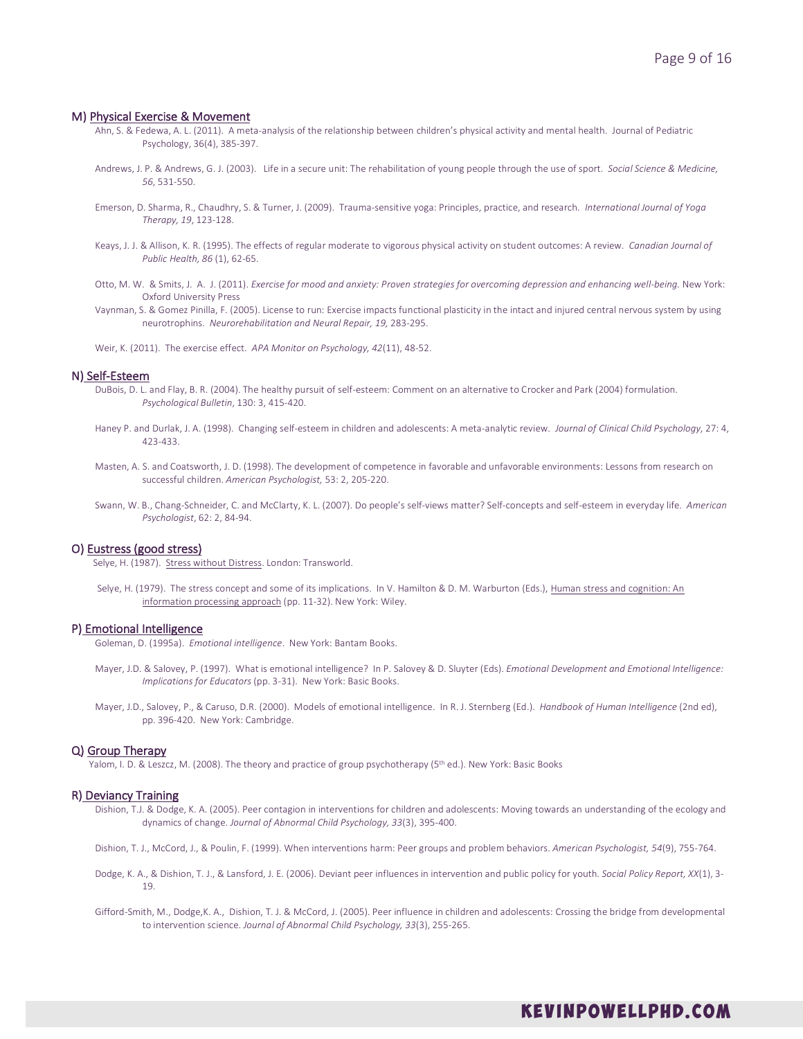## M) <u>Physical Exercise & Movement</u>

Ahn, S. & Fedewa, A. L. (2011). A meta-analysis of the relationship between children's physical activity and mental health. Journal of Pediatric Psychology, 36(4), 385-397.

Andrews, J. P. & Andrews, G. J. (2003). Life in a secure unit: The rehabilitation of young people through the use of sport. *Social Science & Medicine, 56*, 531-550.

Emerson, D. Sharma, R., Chaudhry, S. & Turner, J. (2009). Trauma-sensitive yoga: Principles, practice, and research. *International Journal of Yoga Therapy, 19*, 123-128.

Keays, J. J. & Allison, K. R. (1995). The effects of regular moderate to vigorous physical activity on student outcomes: A review. *Canadian Journal of Public Health, 86* (1), 62-65.

Otto, M. W. & Smits, J. A. J. (2011). *Exercise for mood and anxiety: Proven strategies for overcoming depression and enhancing well-being.* New York: Oxford University Press

Vaynman, S. & Gomez Pinilla, F. (2005). License to run: Exercise impacts functional plasticity in the intact and injured central nervous system by using neurotrophins. *Neurorehabilitation and Neural Repair, 19,* 283-295.

Weir, K. (2011). The exercise effect. *APA Monitor on Psychology, 42*(11), 48-52.

## N) <u>Self-Esteem</u>

DuBois, D. L. and Flay, B. R. (2004). The healthy pursuit of self-esteem: Comment on an alternative to Crocker and Park (2004) formulation. *Psychological Bulletin*, 130: 3, 415-420.

Haney P. and Durlak, J. A. (1998). Changing self-esteem in children and adolescents: A meta-analytic review. *Journal of Clinical Child Psychology*, 27: 4, 423-433.

Masten, A. S. and Coatsworth, J. D. (1998). The development of competence in favorable and unfavorable environments: Lessons from research on successful children. *American Psychologist,* 53: 2, 205-220.

Swann, W. B., Chang-Schneider, C. and McClarty, K. L. (2007). Do people's self-views matter? Self-concepts and self-esteem in everyday life. *American Psychologist*, 62: 2, 84-94.

## O) <u>Eustress (good stress)</u>

Selye, H. (1987). <u>Stress without Distress</u>. London: Transworld.

Selye, H. (1979). The stress concept and some of its implications. In V. Hamilton & D. M. Warburton (Eds.), <u>Human stress and cognition: An information processing approach</u> (pp. 11-32). New York: Wiley.

## P) <u>Emotional Intelligence</u>

Goleman, D. (1995a). *Emotional intelligence*. New York: Bantam Books.

Mayer, J.D. & Salovey, P. (1997). What is emotional intelligence? In P. Salovey & D. Sluyter (Eds). *Emotional Development and Emotional Intelligence: Implications for Educators* (pp. 3-31). New York: Basic Books.

Mayer, J.D., Salovey, P., & Caruso, D.R. (2000). Models of emotional intelligence. In R. J. Sternberg (Ed.). *Handbook of Human Intelligence* (2nd ed), pp. 396-420. New York: Cambridge.

## Q) <u>Group Therapy</u>

Yalom, I. D. & Leszcz, M. (2008). The theory and practice of group psychotherapy (5th ed.). New York: Basic Books

## R) <u>Deviancy Training</u>

Dishion, T.J. & Dodge, K. A. (2005). Peer contagion in interventions for children and adolescents: Moving towards an understanding of the ecology and dynamics of change. *Journal of Abnormal Child Psychology, 33*(3), 395-400.

Dishion, T. J., McCord, J., & Poulin, F. (1999). When interventions harm: Peer groups and problem behaviors. *American Psychologist, 54*(9), 755-764.

Dodge, K. A., & Dishion, T. J., & Lansford, J. E. (2006). Deviant peer influences in intervention and public policy for youth. *Social Policy Report, XX*(1), 3-19.

Gifford-Smith, M., Dodge,K. A., Dishion, T. J. & McCord, J. (2005). Peer influence in children and adolescents: Crossing the bridge from developmental to intervention science. *Journal of Abnormal Child Psychology, 33*(3), 255-265.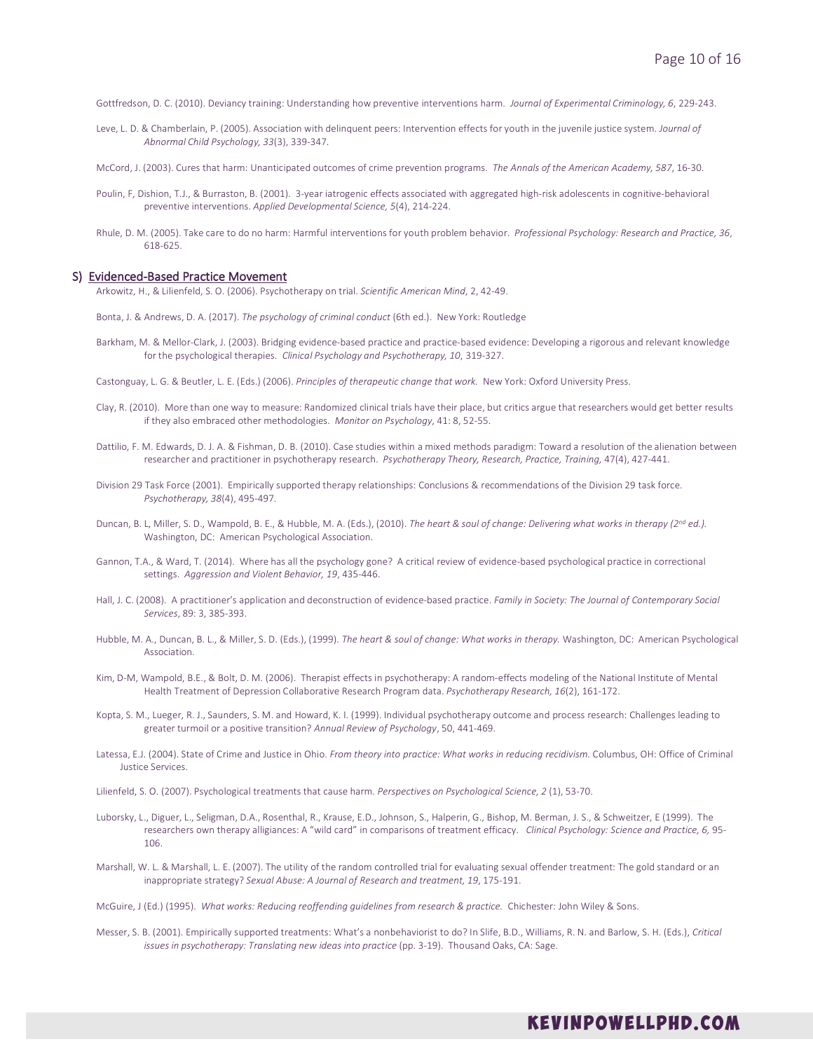Gottfredson, D. C. (2010). Deviancy training: Understanding how preventive interventions harm. *Journal of Experimental Criminology, 6*, 229-243.

Leve, L. D. & Chamberlain, P. (2005). Association with delinquent peers: Intervention effects for youth in the juvenile justice system. *Journal of Abnormal Child Psychology, 33*(3), 339-347.

McCord, J. (2003). Cures that harm: Unanticipated outcomes of crime prevention programs. *The Annals of the American Academy, 587*, 16-30.

Poulin, F, Dishion, T.J., & Burraston, B. (2001). 3-year iatrogenic effects associated with aggregated high-risk adolescents in cognitive-behavioral preventive interventions. *Applied Developmental Science, 5*(4), 214-224.

Rhule, D. M. (2005). Take care to do no harm: Harmful interventions for youth problem behavior. *Professional Psychology: Research and Practice, 36*, 618-625.

## S) Evidenced-Based Practice Movement

Arkowitz, H., & Lilienfeld, S. O. (2006). Psychotherapy on trial. *Scientific American Mind*, 2, 42-49.

Bonta, J. & Andrews, D. A. (2017). *The psychology of criminal conduct* (6th ed.). New York: Routledge

Barkham, M. & Mellor-Clark, J. (2003). Bridging evidence-based practice and practice-based evidence: Developing a rigorous and relevant knowledge for the psychological therapies. *Clinical Psychology and Psychotherapy, 10*, 319-327.

Castonguay, L. G. & Beutler, L. E. (Eds.) (2006). *Principles of therapeutic change that work.* New York: Oxford University Press.

Clay, R. (2010). More than one way to measure: Randomized clinical trials have their place, but critics argue that researchers would get better results if they also embraced other methodologies. *Monitor on Psychology*, 41: 8, 52-55.

Dattilio, F. M. Edwards, D. J. A. & Fishman, D. B. (2010). Case studies within a mixed methods paradigm: Toward a resolution of the alienation between researcher and practitioner in psychotherapy research. *Psychotherapy Theory, Research, Practice, Training*, 47(4), 427-441.

Division 29 Task Force (2001). Empirically supported therapy relationships: Conclusions & recommendations of the Division 29 task force. *Psychotherapy, 38*(4), 495-497.

Duncan, B. L, Miller, S. D., Wampold, B. E., & Hubble, M. A. (Eds.), (2010). *The heart & soul of change: Delivering what works in therapy (2nd ed.).* Washington, DC: American Psychological Association.

Gannon, T.A., & Ward, T. (2014). Where has all the psychology gone? A critical review of evidence-based psychological practice in correctional settings. *Aggression and Violent Behavior, 19*, 435-446.

Hall, J. C. (2008). A practitioner's application and deconstruction of evidence-based practice. *Family in Society: The Journal of Contemporary Social Services*, 89: 3, 385-393.

Hubble, M. A., Duncan, B. L., & Miller, S. D. (Eds.), (1999). *The heart & soul of change: What works in therapy.* Washington, DC: American Psychological Association.

Kim, D-M, Wampold, B.E., & Bolt, D. M. (2006). Therapist effects in psychotherapy: A random-effects modeling of the National Institute of Mental Health Treatment of Depression Collaborative Research Program data. *Psychotherapy Research, 16*(2), 161-172.

Kopta, S. M., Lueger, R. J., Saunders, S. M. and Howard, K. I. (1999). Individual psychotherapy outcome and process research: Challenges leading to greater turmoil or a positive transition? *Annual Review of Psychology*, 50, 441-469.

Latessa, E.J. (2004). State of Crime and Justice in Ohio. *From theory into practice: What works in reducing recidivism*. Columbus, OH: Office of Criminal Justice Services.

Lilienfeld, S. O. (2007). Psychological treatments that cause harm. *Perspectives on Psychological Science, 2* (1), 53-70.

Luborsky, L., Diguer, L., Seligman, D.A., Rosenthal, R., Krause, E.D., Johnson, S., Halperin, G., Bishop, M. Berman, J. S., & Schweitzer, E (1999). The researchers own therapy alligiances: A "wild card" in comparisons of treatment efficacy. *Clinical Psychology: Science and Practice, 6*, 95-106.

Marshall, W. L. & Marshall, L. E. (2007). The utility of the random controlled trial for evaluating sexual offender treatment: The gold standard or an inappropriate strategy? *Sexual Abuse: A Journal of Research and treatment, 19*, 175-191.

McGuire, J (Ed.) (1995). *What works: Reducing reoffending guidelines from research & practice.* Chichester: John Wiley & Sons.

Messer, S. B. (2001). Empirically supported treatments: What's a nonbehaviorist to do? In Slife, B.D., Williams, R. N. and Barlow, S. H. (Eds.), *Critical issues in psychotherapy: Translating new ideas into practice* (pp. 3-19). Thousand Oaks, CA: Sage.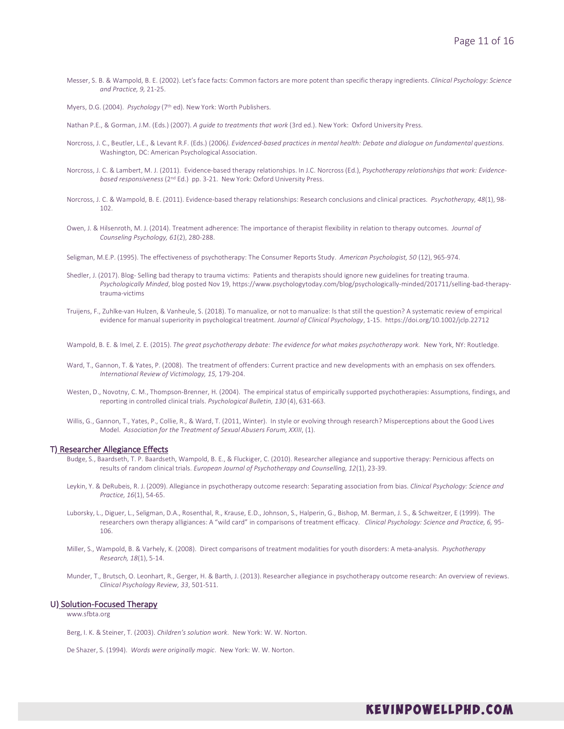Messer, S. B. & Wampold, B. E. (2002). Let's face facts: Common factors are more potent than specific therapy ingredients. *Clinical Psychology: Science and Practice, 9,* 21-25.

Myers, D.G. (2004). *Psychology* (7th ed). New York: Worth Publishers.

Nathan P.E., & Gorman, J.M. (Eds.) (2007). *A guide to treatments that work* (3rd ed.). New York: Oxford University Press.

Norcross, J. C., Beutler, L.E., & Levant R.F. (Eds.) (2006*). Evidenced-based practices in mental health: Debate and dialogue on fundamental questions.* Washington, DC: American Psychological Association.

Norcross, J. C. & Lambert, M. J. (2011). Evidence-based therapy relationships. In J.C. Norcross (Ed.), *Psychotherapy relationships that work: Evidence-based responsiveness* (2nd Ed.) pp. 3-21. New York: Oxford University Press.

Norcross, J. C. & Wampold, B. E. (2011). Evidence-based therapy relationships: Research conclusions and clinical practices. *Psychotherapy, 48*(1), 98-102.

Owen, J. & Hilsenroth, M. J. (2014). Treatment adherence: The importance of therapist flexibility in relation to therapy outcomes. *Journal of Counseling Psychology, 61*(2), 280-288.

Seligman, M.E.P. (1995). The effectiveness of psychotherapy: The Consumer Reports Study. *American Psychologist, 50* (12), 965-974.

Shedler, J. (2017). Blog- Selling bad therapy to trauma victims: Patients and therapists should ignore new guidelines for treating trauma. *Psychologically Minded*, blog posted Nov 19, https://www.psychologytoday.com/blog/psychologically-minded/201711/selling-bad-therapy-trauma-victims

Truijens, F., Zuhlke-van Hulzen, & Vanheule, S. (2018). To manualize, or not to manualize: Is that still the question? A systematic review of empirical evidence for manual superiority in psychological treatment. *Journal of Clinical Psychology*, 1-15. https://doi.org/10.1002/jclp.22712

Wampold, B. E. & Imel, Z. E. (2015). *The great psychotherapy debate: The evidence for what makes psychotherapy work.* New York, NY: Routledge.

Ward, T., Gannon, T. & Yates, P. (2008). The treatment of offenders: Current practice and new developments with an emphasis on sex offenders. *International Review of Victimology, 15,* 179-204.

Westen, D., Novotny, C. M., Thompson-Brenner, H. (2004). The empirical status of empirically supported psychotherapies: Assumptions, findings, and reporting in controlled clinical trials. *Psychological Bulletin, 130* (4), 631-663.

Willis, G., Gannon, T., Yates, P., Collie, R., & Ward, T. (2011, Winter). In style or evolving through research? Misperceptions about the Good Lives Model. *Association for the Treatment of Sexual Abusers Forum, XXIII*, (1).

## T) Researcher Allegiance Effects

Budge, S., Baardseth, T. P. Baardseth, Wampold, B. E., & Fluckiger, C. (2010). Researcher allegiance and supportive therapy: Pernicious affects on results of random clinical trials. *European Journal of Psychotherapy and Counselling, 12*(1), 23-39.

Leykin, Y. & DeRubeis, R. J. (2009). Allegiance in psychotherapy outcome research: Separating association from bias. *Clinical Psychology: Science and Practice, 16*(1), 54-65.

Luborsky, L., Diguer, L., Seligman, D.A., Rosenthal, R., Krause, E.D., Johnson, S., Halperin, G., Bishop, M. Berman, J. S., & Schweitzer, E (1999). The researchers own therapy alligiances: A "wild card" in comparisons of treatment efficacy. *Clinical Psychology: Science and Practice, 6,* 95-106.

Miller, S., Wampold, B. & Varhely, K. (2008). Direct comparisons of treatment modalities for youth disorders: A meta-analysis. *Psychotherapy Research, 18*(1), 5-14.

Munder, T., Brutsch, O. Leonhart, R., Gerger, H. & Barth, J. (2013). Researcher allegiance in psychotherapy outcome research: An overview of reviews. *Clinical Psychology Review*, *33*, 501-511.

## U) Solution-Focused Therapy

www.sfbta.org

Berg, I. K. & Steiner, T. (2003). *Children's solution work*. New York: W. W. Norton.

De Shazer, S. (1994). *Words were originally magic*. New York: W. W. Norton.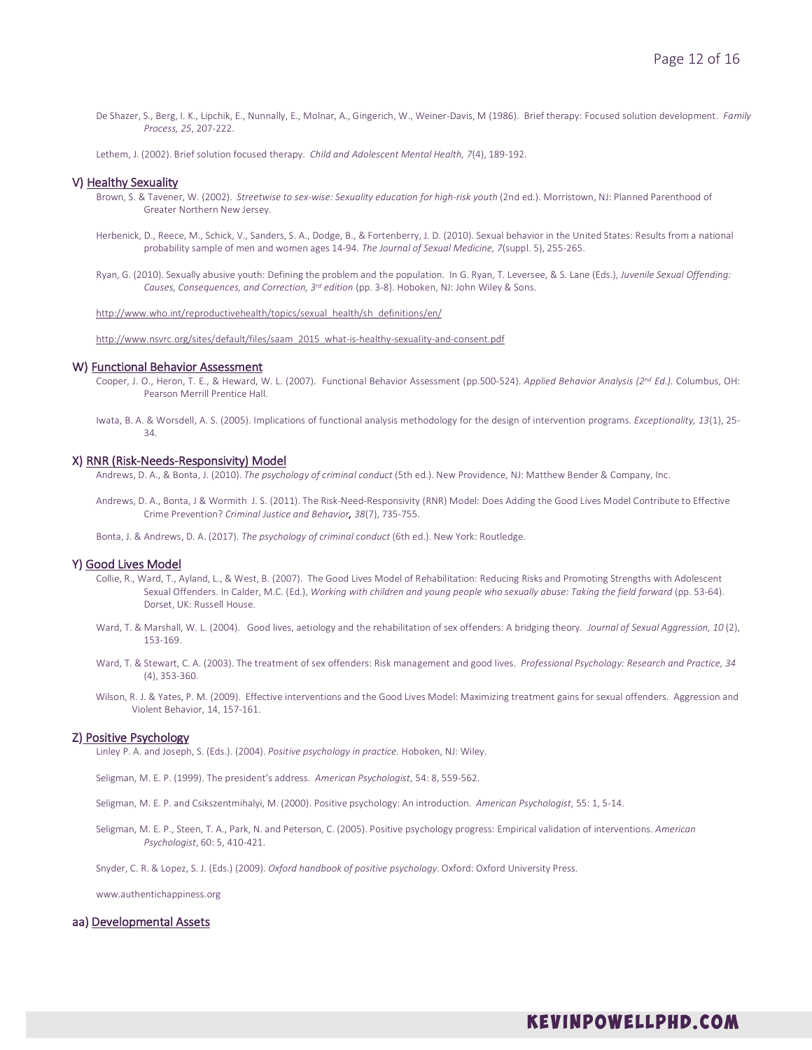De Shazer, S., Berg, I. K., Lipchik, E., Nunnally, E., Molnar, A., Gingerich, W., Weiner-Davis, M (1986). Brief therapy: Focused solution development. *Family Process, 25*, 207-222.

Lethem, J. (2002). Brief solution focused therapy. *Child and Adolescent Mental Health, 7*(4), 189-192.

### V) Healthy Sexuality

Brown, S. & Tavener, W. (2002). *Streetwise to sex-wise: Sexuality education for high-risk youth* (2nd ed.). Morristown, NJ: Planned Parenthood of Greater Northern New Jersey.

Herbenick, D., Reece, M., Schick, V., Sanders, S. A., Dodge, B., & Fortenberry, J. D. (2010). Sexual behavior in the United States: Results from a national probability sample of men and women ages 14-94. *The Journal of Sexual Medicine, 7*(suppl. 5), 255-265.

Ryan, G. (2010). Sexually abusive youth: Defining the problem and the population. In G. Ryan, T. Leversee, & S. Lane (Eds.), *Juvenile Sexual Offending: Causes, Consequences, and Correction, 3rd edition* (pp. 3-8). Hoboken, NJ: John Wiley & Sons.

http://www.who.int/reproductivehealth/topics/sexual_health/sh_definitions/en/

http://www.nsvrc.org/sites/default/files/saam_2015_what-is-healthy-sexuality-and-consent.pdf

### W) Functional Behavior Assessment

Cooper, J. O., Heron, T. E., & Heward, W. L. (2007). Functional Behavior Assessment (pp.500-524). *Applied Behavior Analysis (2nd Ed.).* Columbus, OH: Pearson Merrill Prentice Hall.

Iwata, B. A. & Worsdell, A. S. (2005). Implications of functional analysis methodology for the design of intervention programs. *Exceptionality, 13*(1), 25-34.

### X) RNR (Risk-Needs-Responsivity) Model

Andrews, D. A., & Bonta, J. (2010). *The psychology of criminal conduct* (5th ed.). New Providence, NJ: Matthew Bender & Company, Inc.

Andrews, D. A., Bonta, J & Wormith J. S. (2011). The Risk-Need-Responsivity (RNR) Model: Does Adding the Good Lives Model Contribute to Effective Crime Prevention? *Criminal Justice and Behavior, 38*(7), 735-755.

Bonta, J. & Andrews, D. A. (2017). *The psychology of criminal conduct* (6th ed.). New York: Routledge.

### Y) Good Lives Model

Collie, R., Ward, T., Ayland, L., & West, B. (2007). The Good Lives Model of Rehabilitation: Reducing Risks and Promoting Strengths with Adolescent Sexual Offenders. In Calder, M.C. (Ed.), *Working with children and young people who sexually abuse: Taking the field forward* (pp. 53-64). Dorset, UK: Russell House.

Ward, T. & Marshall, W. L. (2004). Good lives, aetiology and the rehabilitation of sex offenders: A bridging theory. *Journal of Sexual Aggression, 10* (2), 153-169.

Ward, T. & Stewart, C. A. (2003). The treatment of sex offenders: Risk management and good lives. *Professional Psychology: Research and Practice, 34* (4), 353-360.

Wilson, R. J. & Yates, P. M. (2009). Effective interventions and the Good Lives Model: Maximizing treatment gains for sexual offenders. Aggression and Violent Behavior, 14, 157-161.

### Z) Positive Psychology

Linley P. A. and Joseph, S. (Eds.). (2004). *Positive psychology in practice.* Hoboken, NJ: Wiley.

Seligman, M. E. P. (1999). The president's address. *American Psychologist*, 54: 8, 559-562.

Seligman, M. E. P. and Csikszentmihalyi, M. (2000). Positive psychology: An introduction. *American Psychologist*, 55: 1, 5-14.

Seligman, M. E. P., Steen, T. A., Park, N. and Peterson, C. (2005). Positive psychology progress: Empirical validation of interventions. *American Psychologist*, 60: 5, 410-421.

Snyder, C. R. & Lopez, S. J. (Eds.) (2009). *Oxford handbook of positive psychology*. Oxford: Oxford University Press.

www.authentichappiness.org

### aa) Developmental Assets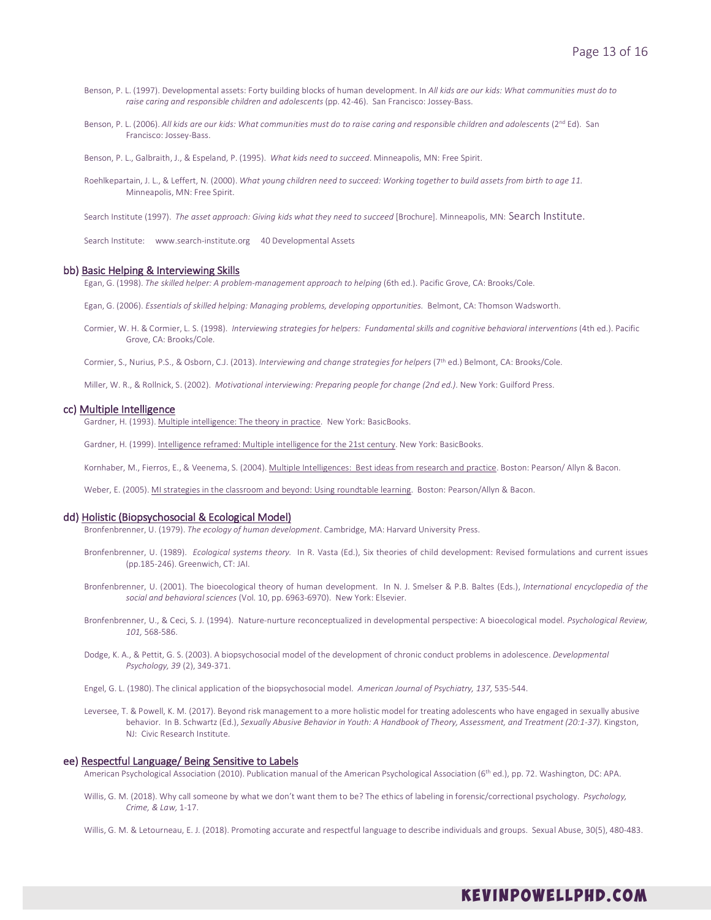Benson, P. L. (1997). Developmental assets: Forty building blocks of human development. In *All kids are our kids: What communities must do to raise caring and responsible children and adolescents* (pp. 42-46). San Francisco: Jossey-Bass.

Benson, P. L. (2006). *All kids are our kids: What communities must do to raise caring and responsible children and adolescents* (2nd Ed). San Francisco: Jossey-Bass.

Benson, P. L., Galbraith, J., & Espeland, P. (1995). *What kids need to succeed*. Minneapolis, MN: Free Spirit.

Roehlkepartain, J. L., & Leffert, N. (2000). *What young children need to succeed: Working together to build assets from birth to age 11.* Minneapolis, MN: Free Spirit.

Search Institute (1997). *The asset approach: Giving kids what they need to succeed* [Brochure]. Minneapolis, MN: Search Institute.

Search Institute: www.search-institute.org 40 Developmental Assets

## bb) Basic Helping & Interviewing Skills

Egan, G. (1998). *The skilled helper: A problem-management approach to helping* (6th ed.). Pacific Grove, CA: Brooks/Cole.

Egan, G. (2006). *Essentials of skilled helping: Managing problems, developing opportunities.* Belmont, CA: Thomson Wadsworth.

Cormier, W. H. & Cormier, L. S. (1998). *Interviewing strategies for helpers: Fundamental skills and cognitive behavioral interventions* (4th ed.). Pacific Grove, CA: Brooks/Cole.

Cormier, S., Nurius, P.S., & Osborn, C.J. (2013). *Interviewing and change strategies for helpers* (7th ed.) Belmont, CA: Brooks/Cole.

Miller, W. R., & Rollnick, S. (2002). *Motivational interviewing: Preparing people for change (2nd ed.)*. New York: Guilford Press.

## cc) Multiple Intelligence

Gardner, H. (1993). Multiple intelligence: The theory in practice. New York: BasicBooks.

Gardner, H. (1999). Intelligence reframed: Multiple intelligence for the 21st century. New York: BasicBooks.

Kornhaber, M., Fierros, E., & Veenema, S. (2004). Multiple Intelligences: Best ideas from research and practice. Boston: Pearson/ Allyn & Bacon.

Weber, E. (2005). MI strategies in the classroom and beyond: Using roundtable learning. Boston: Pearson/Allyn & Bacon.

## dd) Holistic (Biopsychosocial & Ecological Model)

Bronfenbrenner, U. (1979). *The ecology of human development*. Cambridge, MA: Harvard University Press.

Bronfenbrenner, U. (1989). *Ecological systems theory.* In R. Vasta (Ed.), Six theories of child development: Revised formulations and current issues (pp.185-246). Greenwich, CT: JAI.

Bronfenbrenner, U. (2001). The bioecological theory of human development. In N. J. Smelser & P.B. Baltes (Eds.), *International encyclopedia of the social and behavioral sciences* (Vol. 10, pp. 6963-6970). New York: Elsevier.

Bronfenbrenner, U., & Ceci, S. J. (1994). Nature-nurture reconceptualized in developmental perspective: A bioecological model. *Psychological Review, 101,* 568-586.

Dodge, K. A., & Pettit, G. S. (2003). A biopsychosocial model of the development of chronic conduct problems in adolescence. *Developmental Psychology, 39* (2), 349-371.

Engel, G. L. (1980). The clinical application of the biopsychosocial model. *American Journal of Psychiatry, 137,* 535-544.

Leversee, T. & Powell, K. M. (2017). Beyond risk management to a more holistic model for treating adolescents who have engaged in sexually abusive behavior. In B. Schwartz (Ed.), *Sexually Abusive Behavior in Youth: A Handbook of Theory, Assessment, and Treatment (20:1-37).* Kingston, NJ: Civic Research Institute.

## ee) Respectful Language/ Being Sensitive to Labels

American Psychological Association (2010). Publication manual of the American Psychological Association (6th ed.), pp. 72. Washington, DC: APA.

Willis, G. M. (2018). Why call someone by what we don't want them to be? The ethics of labeling in forensic/correctional psychology. *Psychology, Crime, & Law,* 1-17.

Willis, G. M. & Letourneau, E. J. (2018). Promoting accurate and respectful language to describe individuals and groups. Sexual Abuse, 30(5), 480-483.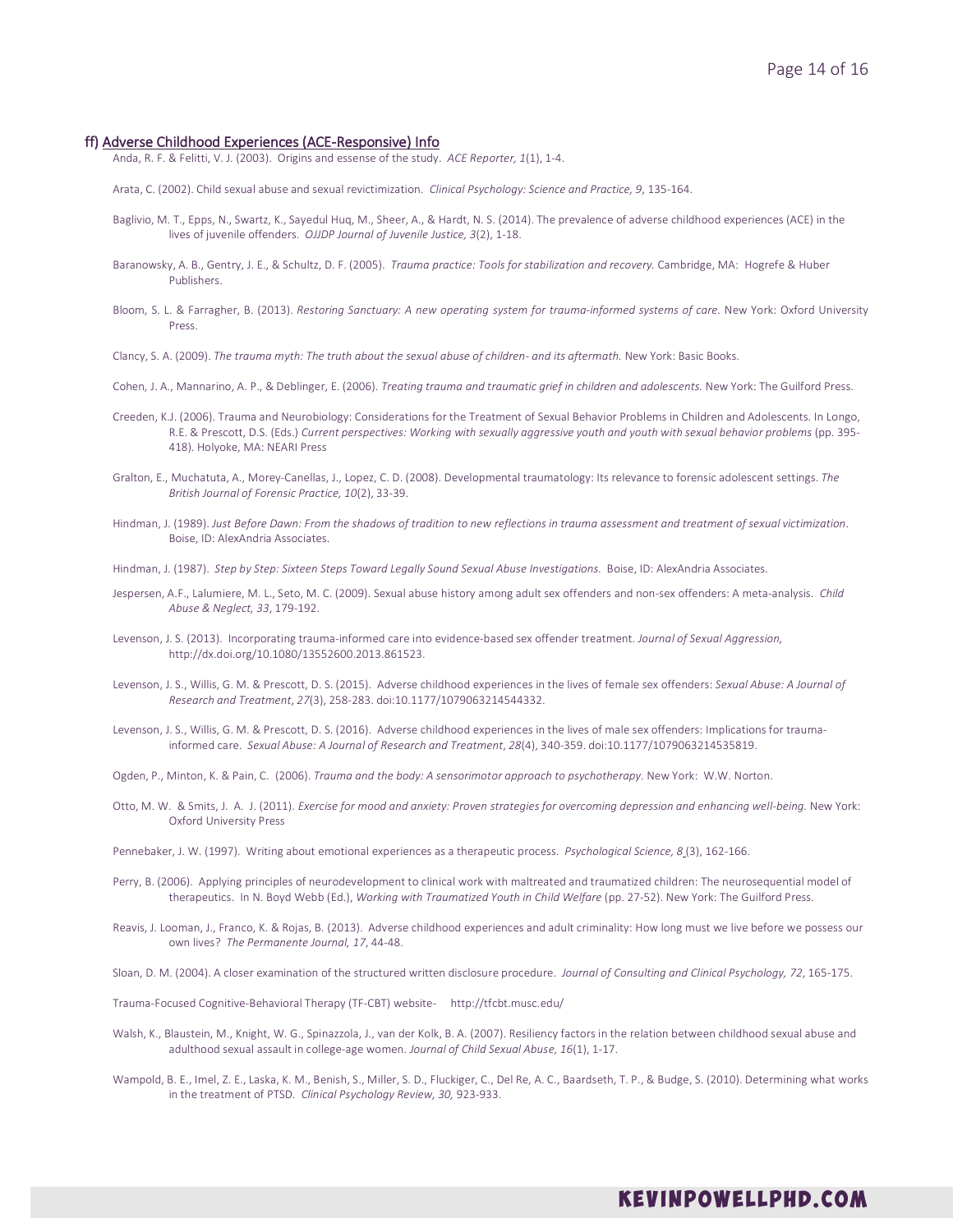## ff) Adverse Childhood Experiences (ACE-Responsive) Info

Anda, R. F. & Felitti, V. J. (2003). Origins and essense of the study. *ACE Reporter, 1*(1), 1-4.

Arata, C. (2002). Child sexual abuse and sexual revictimization. *Clinical Psychology: Science and Practice, 9*, 135-164.

Baglivio, M. T., Epps, N., Swartz, K., Sayedul Huq, M., Sheer, A., & Hardt, N. S. (2014). The prevalence of adverse childhood experiences (ACE) in the lives of juvenile offenders. *OJJDP Journal of Juvenile Justice, 3*(2), 1-18.

Baranowsky, A. B., Gentry, J. E., & Schultz, D. F. (2005). *Trauma practice: Tools for stabilization and recovery.* Cambridge, MA: Hogrefe & Huber Publishers.

Bloom, S. L. & Farragher, B. (2013). *Restoring Sanctuary: A new operating system for trauma-informed systems of care.* New York: Oxford University Press.

Clancy, S. A. (2009). *The trauma myth: The truth about the sexual abuse of children- and its aftermath.* New York: Basic Books.

Cohen, J. A., Mannarino, A. P., & Deblinger, E. (2006). *Treating trauma and traumatic grief in children and adolescents.* New York: The Guilford Press.

Creeden, K.J. (2006). Trauma and Neurobiology: Considerations for the Treatment of Sexual Behavior Problems in Children and Adolescents. In Longo, R.E. & Prescott, D.S. (Eds.) *Current perspectives: Working with sexually aggressive youth and youth with sexual behavior problems* (pp. 395-418). Holyoke, MA: NEARI Press

Gralton, E., Muchatuta, A., Morey-Canellas, J., Lopez, C. D. (2008). Developmental traumatology: Its relevance to forensic adolescent settings. *The British Journal of Forensic Practice, 10*(2), 33-39.

Hindman, J. (1989). *Just Before Dawn: From the shadows of tradition to new reflections in trauma assessment and treatment of sexual victimization*. Boise, ID: AlexAndria Associates.

Hindman, J. (1987). *Step by Step: Sixteen Steps Toward Legally Sound Sexual Abuse Investigations.* Boise, ID: AlexAndria Associates.

Jespersen, A.F., Lalumiere, M. L., Seto, M. C. (2009). Sexual abuse history among adult sex offenders and non-sex offenders: A meta-analysis. *Child Abuse & Neglect, 33*, 179-192.

Levenson, J. S. (2013). Incorporating trauma-informed care into evidence-based sex offender treatment. *Journal of Sexual Aggression,* http://dx.doi.org/10.1080/13552600.2013.861523.

Levenson, J. S., Willis, G. M. & Prescott, D. S. (2015). Adverse childhood experiences in the lives of female sex offenders: *Sexual Abuse: A Journal of Research and Treatment*, *27*(3), 258-283. doi:10.1177/1079063214544332.

Levenson, J. S., Willis, G. M. & Prescott, D. S. (2016). Adverse childhood experiences in the lives of male sex offenders: Implications for trauma-informed care. *Sexual Abuse: A Journal of Research and Treatment*, *28*(4), 340-359. doi:10.1177/1079063214535819.

Ogden, P., Minton, K. & Pain, C. (2006). *Trauma and the body: A sensorimotor approach to psychotherapy*. New York: W.W. Norton.

Otto, M. W. & Smits, J. A. J. (2011). *Exercise for mood and anxiety: Proven strategies for overcoming depression and enhancing well-being.* New York: Oxford University Press

Pennebaker, J. W. (1997). Writing about emotional experiences as a therapeutic process. *Psychological Science, 8* (3), 162-166.

Perry, B. (2006). Applying principles of neurodevelopment to clinical work with maltreated and traumatized children: The neurosequential model of therapeutics. In N. Boyd Webb (Ed.), *Working with Traumatized Youth in Child Welfare* (pp. 27-52). New York: The Guilford Press.

Reavis, J. Looman, J., Franco, K. & Rojas, B. (2013). Adverse childhood experiences and adult criminality: How long must we live before we possess our own lives? *The Permanente Journal, 17*, 44-48.

Sloan, D. M. (2004). A closer examination of the structured written disclosure procedure. *Journal of Consulting and Clinical Psychology, 72*, 165-175.

Trauma-Focused Cognitive-Behavioral Therapy (TF-CBT) website- http://tfcbt.musc.edu/

Walsh, K., Blaustein, M., Knight, W. G., Spinazzola, J., van der Kolk, B. A. (2007). Resiliency factors in the relation between childhood sexual abuse and adulthood sexual assault in college-age women. *Journal of Child Sexual Abuse, 16*(1), 1-17.

Wampold, B. E., Imel, Z. E., Laska, K. M., Benish, S., Miller, S. D., Fluckiger, C., Del Re, A. C., Baardseth, T. P., & Budge, S. (2010). Determining what works in the treatment of PTSD. *Clinical Psychology Review, 30,* 923-933.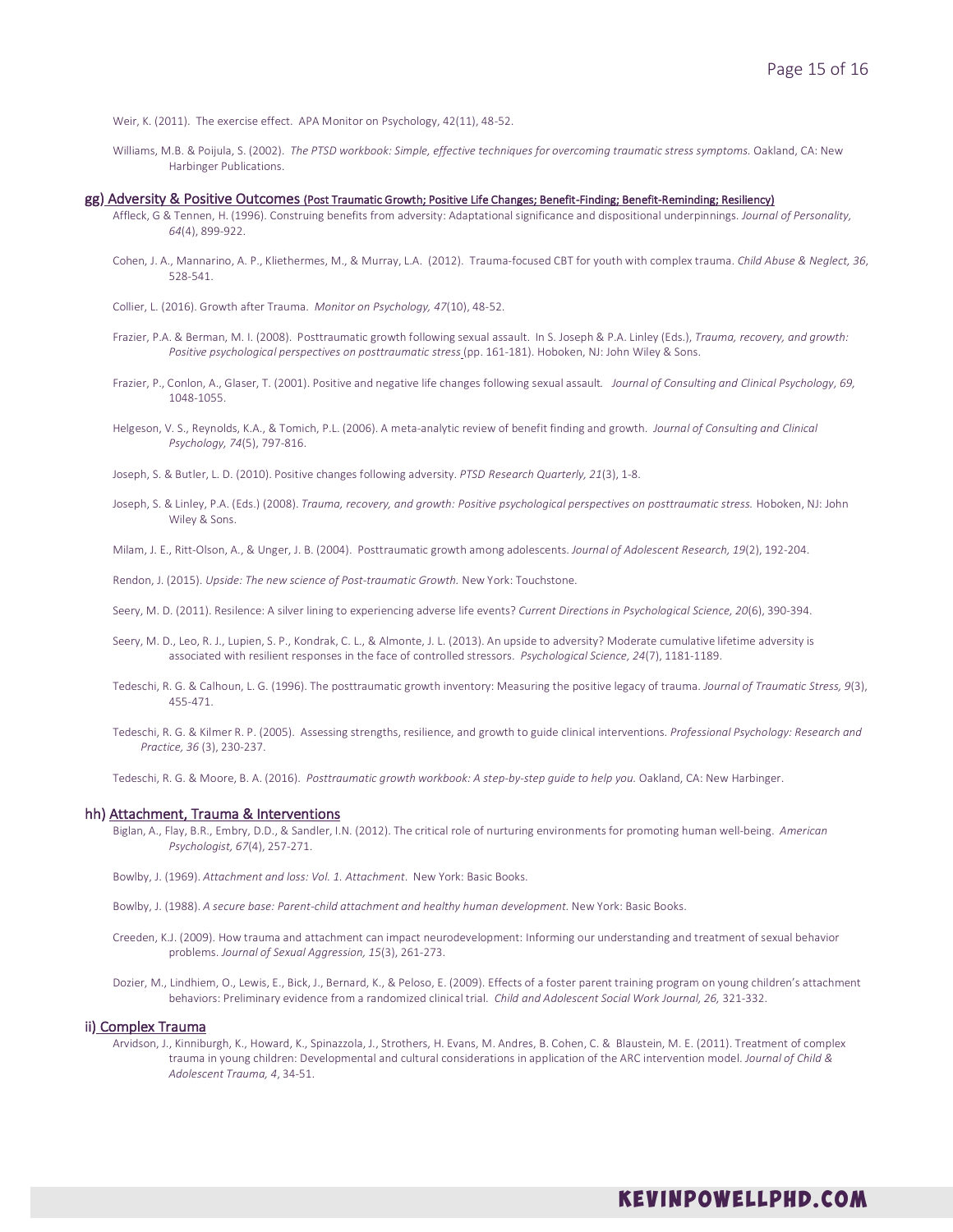Weir, K. (2011). The exercise effect. APA Monitor on Psychology, 42(11), 48-52.

Williams, M.B. & Poijula, S. (2002). *The PTSD workbook: Simple, effective techniques for overcoming traumatic stress symptoms.* Oakland, CA: New Harbinger Publications.

### gg) Adversity & Positive Outcomes (Post Traumatic Growth; Positive Life Changes; Benefit-Finding; Benefit-Reminding; Resiliency)

Affleck, G & Tennen, H. (1996). Construing benefits from adversity: Adaptational significance and dispositional underpinnings. *Journal of Personality, 64*(4), 899-922.

Cohen, J. A., Mannarino, A. P., Kliethermes, M., & Murray, L.A. (2012). Trauma-focused CBT for youth with complex trauma. *Child Abuse & Neglect, 36*, 528-541.

Collier, L. (2016). Growth after Trauma. *Monitor on Psychology, 47*(10), 48-52.

Frazier, P.A. & Berman, M. I. (2008). Posttraumatic growth following sexual assault. In S. Joseph & P.A. Linley (Eds.), *Trauma, recovery, and growth: Positive psychological perspectives on posttraumatic stress* (pp. 161-181). Hoboken, NJ: John Wiley & Sons.

Frazier, P., Conlon, A., Glaser, T. (2001). Positive and negative life changes following sexual assault. *Journal of Consulting and Clinical Psychology, 69,* 1048-1055.

Helgeson, V. S., Reynolds, K.A., & Tomich, P.L. (2006). A meta-analytic review of benefit finding and growth. *Journal of Consulting and Clinical Psychology, 74*(5), 797-816.

Joseph, S. & Butler, L. D. (2010). Positive changes following adversity. *PTSD Research Quarterly, 21*(3), 1-8.

Joseph, S. & Linley, P.A. (Eds.) (2008). *Trauma, recovery, and growth: Positive psychological perspectives on posttraumatic stress.* Hoboken, NJ: John Wiley & Sons.

Milam, J. E., Ritt-Olson, A., & Unger, J. B. (2004). Posttraumatic growth among adolescents. *Journal of Adolescent Research, 19*(2), 192-204.

Rendon, J. (2015). *Upside: The new science of Post-traumatic Growth.* New York: Touchstone.

Seery, M. D. (2011). Resilence: A silver lining to experiencing adverse life events? *Current Directions in Psychological Science, 20*(6), 390-394.

Seery, M. D., Leo, R. J., Lupien, S. P., Kondrak, C. L., & Almonte, J. L. (2013). An upside to adversity? Moderate cumulative lifetime adversity is associated with resilient responses in the face of controlled stressors. *Psychological Science, 24*(7), 1181-1189.

Tedeschi, R. G. & Calhoun, L. G. (1996). The posttraumatic growth inventory: Measuring the positive legacy of trauma. *Journal of Traumatic Stress, 9*(3), 455-471.

Tedeschi, R. G. & Kilmer R. P. (2005). Assessing strengths, resilience, and growth to guide clinical interventions. *Professional Psychology: Research and Practice, 36* (3), 230-237.

Tedeschi, R. G. & Moore, B. A. (2016). *Posttraumatic growth workbook: A step-by-step guide to help you.* Oakland, CA: New Harbinger.

### hh) Attachment, Trauma & Interventions

Biglan, A., Flay, B.R., Embry, D.D., & Sandler, I.N. (2012). The critical role of nurturing environments for promoting human well-being. *American Psychologist, 67*(4), 257-271.

Bowlby, J. (1969). *Attachment and loss: Vol. 1. Attachment*. New York: Basic Books.

Bowlby, J. (1988). *A secure base: Parent-child attachment and healthy human development.* New York: Basic Books.

Creeden, K.J. (2009). How trauma and attachment can impact neurodevelopment: Informing our understanding and treatment of sexual behavior problems. *Journal of Sexual Aggression, 15*(3), 261-273.

Dozier, M., Lindhiem, O., Lewis, E., Bick, J., Bernard, K., & Peloso, E. (2009). Effects of a foster parent training program on young children's attachment behaviors: Preliminary evidence from a randomized clinical trial. *Child and Adolescent Social Work Journal, 26,* 321-332.

### ii) Complex Trauma

Arvidson, J., Kinniburgh, K., Howard, K., Spinazzola, J., Strothers, H. Evans, M. Andres, B. Cohen, C. & Blaustein, M. E. (2011). Treatment of complex trauma in young children: Developmental and cultural considerations in application of the ARC intervention model. *Journal of Child & Adolescent Trauma, 4*, 34-51.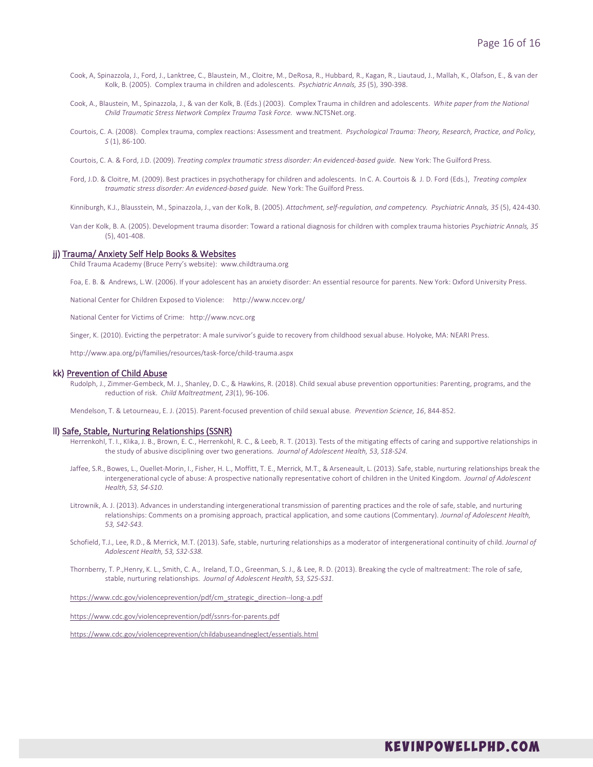Cook, A, Spinazzola, J., Ford, J., Lanktree, C., Blaustein, M., Cloitre, M., DeRosa, R., Hubbard, R., Kagan, R., Liautaud, J., Mallah, K., Olafson, E., & van der Kolk, B. (2005). Complex trauma in children and adolescents. *Psychiatric Annals, 35* (5), 390-398.

Cook, A., Blaustein, M., Spinazzola, J., & van der Kolk, B. (Eds.) (2003). Complex Trauma in children and adolescents. *White paper from the National Child Traumatic Stress Network Complex Trauma Task Force.* www.NCTSNet.org.

Courtois, C. A. (2008). Complex trauma, complex reactions: Assessment and treatment. *Psychological Trauma: Theory, Research, Practice, and Policy, S* (1), 86-100.

Courtois, C. A. & Ford, J.D. (2009). *Treating complex traumatic stress disorder: An evidenced-based guide.* New York: The Guilford Press.

Ford, J.D. & Cloitre, M. (2009). Best practices in psychotherapy for children and adolescents. In C. A. Courtois & J. D. Ford (Eds.), *Treating complex traumatic stress disorder: An evidenced-based guide.* New York: The Guilford Press.

Kinniburgh, K.J., Blausstein, M., Spinazzola, J., van der Kolk, B. (2005). *Attachment, self-regulation, and competency. Psychiatric Annals, 35* (5), 424-430.

Van der Kolk, B. A. (2005). Development trauma disorder: Toward a rational diagnosis for children with complex trauma histories *Psychiatric Annals, 35* (5), 401-408.

## jj) Trauma/ Anxiety Self Help Books & Websites

Child Trauma Academy (Bruce Perry's website): www.childtrauma.org

Foa, E. B. & Andrews, L.W. (2006). If your adolescent has an anxiety disorder: An essential resource for parents. New York: Oxford University Press.

National Center for Children Exposed to Violence: http://www.nccev.org/

National Center for Victims of Crime: http://www.ncvc.org

Singer, K. (2010). Evicting the perpetrator: A male survivor's guide to recovery from childhood sexual abuse. Holyoke, MA: NEARI Press.

http://www.apa.org/pi/families/resources/task-force/child-trauma.aspx

## kk) Prevention of Child Abuse

Rudolph, J., Zimmer-Gembeck, M. J., Shanley, D. C., & Hawkins, R. (2018). Child sexual abuse prevention opportunities: Parenting, programs, and the reduction of risk. *Child Maltreatment, 23*(1), 96-106.

Mendelson, T. & Letourneau, E. J. (2015). Parent-focused prevention of child sexual abuse. *Prevention Science, 16*, 844-852.

## ll) Safe, Stable, Nurturing Relationships (SSNR)

Herrenkohl, T. I., Klika, J. B., Brown, E. C., Herrenkohl, R. C., & Leeb, R. T. (2013). Tests of the mitigating effects of caring and supportive relationships in the study of abusive disciplining over two generations. *Journal of Adolescent Health, 53, S18-S24.*

Jaffee, S.R., Bowes, L., Ouellet-Morin, I., Fisher, H. L., Moffitt, T. E., Merrick, M.T., & Arseneault, L. (2013). Safe, stable, nurturing relationships break the intergenerational cycle of abuse: A prospective nationally representative cohort of children in the United Kingdom. *Journal of Adolescent Health, 53, S4-S10.*

Litrownik, A. J. (2013). Advances in understanding intergenerational transmission of parenting practices and the role of safe, stable, and nurturing relationships: Comments on a promising approach, practical application, and some cautions (Commentary). *Journal of Adolescent Health, 53, S42-S43.*

Schofield, T.J., Lee, R.D., & Merrick, M.T. (2013). Safe, stable, nurturing relationships as a moderator of intergenerational continuity of child. *Journal of Adolescent Health, 53, S32-S38.*

Thornberry, T. P.,Henry, K. L., Smith, C. A., Ireland, T.O., Greenman, S. J., & Lee, R. D. (2013). Breaking the cycle of maltreatment: The role of safe, stable, nurturing relationships. *Journal of Adolescent Health, 53, S25-S31.*

https://www.cdc.gov/violenceprevention/pdf/cm_strategic_direction--long-a.pdf

https://www.cdc.gov/violenceprevention/pdf/ssnrs-for-parents.pdf

https://www.cdc.gov/violenceprevention/childabuseandneglect/essentials.html